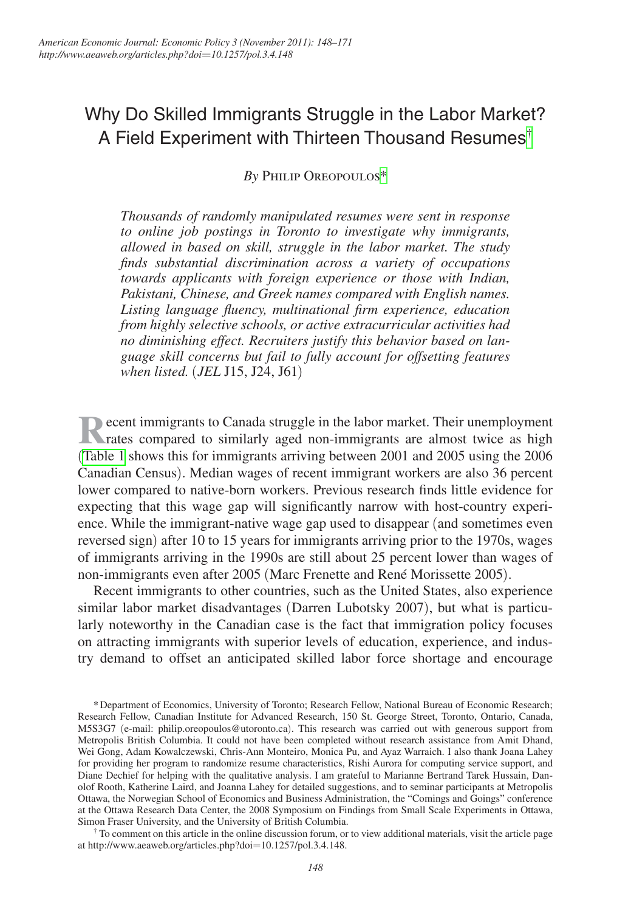# Why Do Skilled Immigrants Struggle in the Labor Market? A Field Experiment with Thirteen Thousand Resumes[†]

*By* Philip Oreopoulos[*]

*Thousands of randomly manipulated resumes were sent in response to online job postings in Toronto to investigate why immigrants, allowed in based on skill, struggle in the labor market. The study finds substantial discrimination across a variety of occupations towards applicants with foreign experience or those with Indian, Pakistani, Chinese, and Greek names compared with English names. Listing language fluency, multinational firm experience, education from highly selective schools, or active extracurricular activities had no diminishing effect. Recruiters justify this behavior based on language skill concerns but fail to fully account for offsetting features when listed.* (*JEL* J15, J24, J61)

Recent immigrants to Canada struggle in the labor market. Their unemployment rates compared to similarly aged non-immigrants are almost twice as high (Table 1 shows this for immigrants arriving between 2001 and 2005 using the 2006 Canadian Census). Median wages of recent immigrant workers are also 36 percent lower compared to native-born workers. Previous research finds little evidence for expecting that this wage gap will significantly narrow with host-country experience. While the immigrant-native wage gap used to disappear (and sometimes even reversed sign) after 10 to 15 years for immigrants arriving prior to the 1970s, wages of immigrants arriving in the 1990s are still about 25 percent lower than wages of non-immigrants even after 2005 (Marc Frenette and René Morissette 2005).

Recent immigrants to other countries, such as the United States, also experience similar labor market disadvantages (Darren Lubotsky 2007), but what is particularly noteworthy in the Canadian case is the fact that immigration policy focuses on attracting immigrants with superior levels of education, experience, and industry demand to offset an anticipated skilled labor force shortage and encourage

---

[*] Department of Economics, University of Toronto; Research Fellow, National Bureau of Economic Research; Research Fellow, Canadian Institute for Advanced Research, 150 St. George Street, Toronto, Ontario, Canada, M5S3G7 (e-mail: philip.oreopoulos@utoronto.ca). This research was carried out with generous support from Metropolis British Columbia. It could not have been completed without research assistance from Amit Dhand, Wei Gong, Adam Kowalczewski, Chris-Ann Monteiro, Monica Pu, and Ayaz Warraich. I also thank Joana Lahey for providing her program to randomize resume characteristics, Rishi Aurora for computing service support, and Diane Dechief for helping with the qualitative analysis. I am grateful to Marianne Bertrand Tarek Hussain, Danolof Rooth, Katherine Laird, and Joanna Lahey for detailed suggestions, and to seminar participants at Metropolis Ottawa, the Norwegian School of Economics and Business Administration, the "Comings and Goings" conference at the Ottawa Research Data Center, the 2008 Symposium on Findings from Small Scale Experiments in Ottawa, Simon Fraser University, and the University of British Columbia.

[†] To comment on this article in the online discussion forum, or to view additional materials, visit the article page at http://www.aeaweb.org/articles.php?doi=10.1257/pol.3.4.148.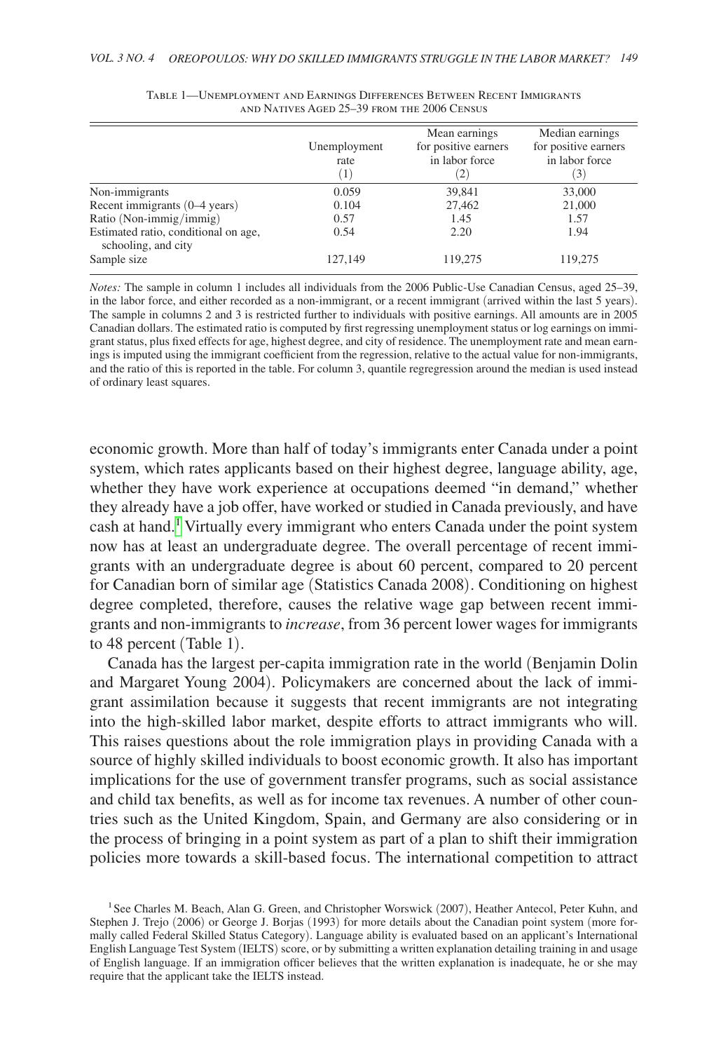Table 1—Unemployment and Earnings Differences Between Recent Immigrants and Natives Aged 25–39 from the 2006 Census

| | Unemployment rate (1) | Mean earnings for positive earners in labor force (2) | Median earnings for positive earners in labor force (3) |
|---|---|---|---|
| Non-immigrants | 0.059 | 39,841 | 33,000 |
| Recent immigrants (0–4 years) | 0.104 | 27,462 | 21,000 |
| Ratio (Non-immig/immig) | 0.57 | 1.45 | 1.57 |
| Estimated ratio, conditional on age, schooling, and city | 0.54 | 2.20 | 1.94 |
| Sample size | 127,149 | 119,275 | 119,275 |

*Notes:* The sample in column 1 includes all individuals from the 2006 Public-Use Canadian Census, aged 25–39, in the labor force, and either recorded as a non-immigrant, or a recent immigrant (arrived within the last 5 years). The sample in columns 2 and 3 is restricted further to individuals with positive earnings. All amounts are in 2005 Canadian dollars. The estimated ratio is computed by first regressing unemployment status or log earnings on immigrant status, plus fixed effects for age, highest degree, and city of residence. The unemployment rate and mean earnings is imputed using the immigrant coefficient from the regression, relative to the actual value for non-immigrants, and the ratio of this is reported in the table. For column 3, quantile regregression around the median is used instead of ordinary least squares.

economic growth. More than half of today's immigrants enter Canada under a point system, which rates applicants based on their highest degree, language ability, age, whether they have work experience at occupations deemed "in demand," whether they already have a job offer, have worked or studied in Canada previously, and have cash at hand.[1] Virtually every immigrant who enters Canada under the point system now has at least an undergraduate degree. The overall percentage of recent immigrants with an undergraduate degree is about 60 percent, compared to 20 percent for Canadian born of similar age (Statistics Canada 2008). Conditioning on highest degree completed, therefore, causes the relative wage gap between recent immigrants and non-immigrants to *increase*, from 36 percent lower wages for immigrants to 48 percent (Table 1).

Canada has the largest per-capita immigration rate in the world (Benjamin Dolin and Margaret Young 2004). Policymakers are concerned about the lack of immigrant assimilation because it suggests that recent immigrants are not integrating into the high-skilled labor market, despite efforts to attract immigrants who will. This raises questions about the role immigration plays in providing Canada with a source of highly skilled individuals to boost economic growth. It also has important implications for the use of government transfer programs, such as social assistance and child tax benefits, as well as for income tax revenues. A number of other countries such as the United Kingdom, Spain, and Germany are also considering or in the process of bringing in a point system as part of a plan to shift their immigration policies more towards a skill-based focus. The international competition to attract

[1] See Charles M. Beach, Alan G. Green, and Christopher Worswick (2007), Heather Antecol, Peter Kuhn, and Stephen J. Trejo (2006) or George J. Borjas (1993) for more details about the Canadian point system (more formally called Federal Skilled Status Category). Language ability is evaluated based on an applicant's International English Language Test System (IELTS) score, or by submitting a written explanation detailing training in and usage of English language. If an immigration officer believes that the written explanation is inadequate, he or she may require that the applicant take the IELTS instead.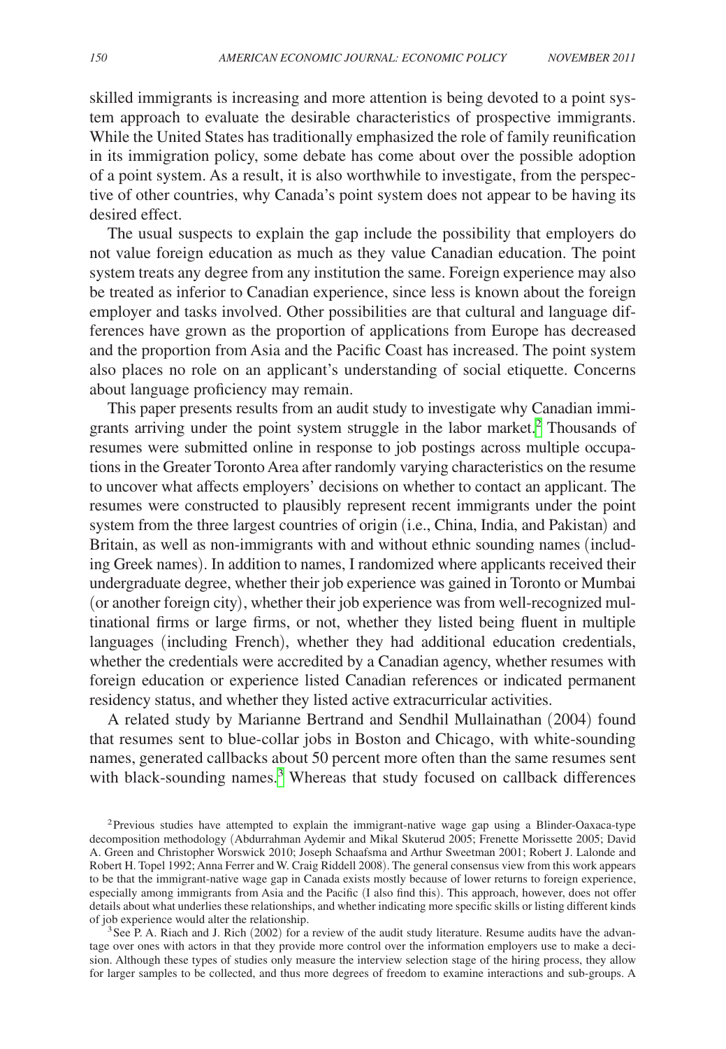skilled immigrants is increasing and more attention is being devoted to a point system approach to evaluate the desirable characteristics of prospective immigrants. While the United States has traditionally emphasized the role of family reunification in its immigration policy, some debate has come about over the possible adoption of a point system. As a result, it is also worthwhile to investigate, from the perspective of other countries, why Canada's point system does not appear to be having its desired effect.

The usual suspects to explain the gap include the possibility that employers do not value foreign education as much as they value Canadian education. The point system treats any degree from any institution the same. Foreign experience may also be treated as inferior to Canadian experience, since less is known about the foreign employer and tasks involved. Other possibilities are that cultural and language differences have grown as the proportion of applications from Europe has decreased and the proportion from Asia and the Pacific Coast has increased. The point system also places no role on an applicant's understanding of social etiquette. Concerns about language proficiency may remain.

This paper presents results from an audit study to investigate why Canadian immigrants arriving under the point system struggle in the labor market.[2] Thousands of resumes were submitted online in response to job postings across multiple occupations in the Greater Toronto Area after randomly varying characteristics on the resume to uncover what affects employers' decisions on whether to contact an applicant. The resumes were constructed to plausibly represent recent immigrants under the point system from the three largest countries of origin (i.e., China, India, and Pakistan) and Britain, as well as non-immigrants with and without ethnic sounding names (including Greek names). In addition to names, I randomized where applicants received their undergraduate degree, whether their job experience was gained in Toronto or Mumbai (or another foreign city), whether their job experience was from well-recognized multinational firms or large firms, or not, whether they listed being fluent in multiple languages (including French), whether they had additional education credentials, whether the credentials were accredited by a Canadian agency, whether resumes with foreign education or experience listed Canadian references or indicated permanent residency status, and whether they listed active extracurricular activities.

A related study by Marianne Bertrand and Sendhil Mullainathan (2004) found that resumes sent to blue-collar jobs in Boston and Chicago, with white-sounding names, generated callbacks about 50 percent more often than the same resumes sent with black-sounding names.[3] Whereas that study focused on callback differences

[2] Previous studies have attempted to explain the immigrant-native wage gap using a Blinder-Oaxaca-type decomposition methodology (Abdurrahman Aydemir and Mikal Skuterud 2005; Frenette Morissette 2005; David A. Green and Christopher Worswick 2010; Joseph Schaafsma and Arthur Sweetman 2001; Robert J. Lalonde and Robert H. Topel 1992; Anna Ferrer and W. Craig Riddell 2008). The general consensus view from this work appears to be that the immigrant-native wage gap in Canada exists mostly because of lower returns to foreign experience, especially among immigrants from Asia and the Pacific (I also find this). This approach, however, does not offer details about what underlies these relationships, and whether indicating more specific skills or listing different kinds of job experience would alter the relationship.

[3] See P. A. Riach and J. Rich (2002) for a review of the audit study literature. Resume audits have the advantage over ones with actors in that they provide more control over the information employers use to make a decision. Although these types of studies only measure the interview selection stage of the hiring process, they allow for larger samples to be collected, and thus more degrees of freedom to examine interactions and sub-groups. A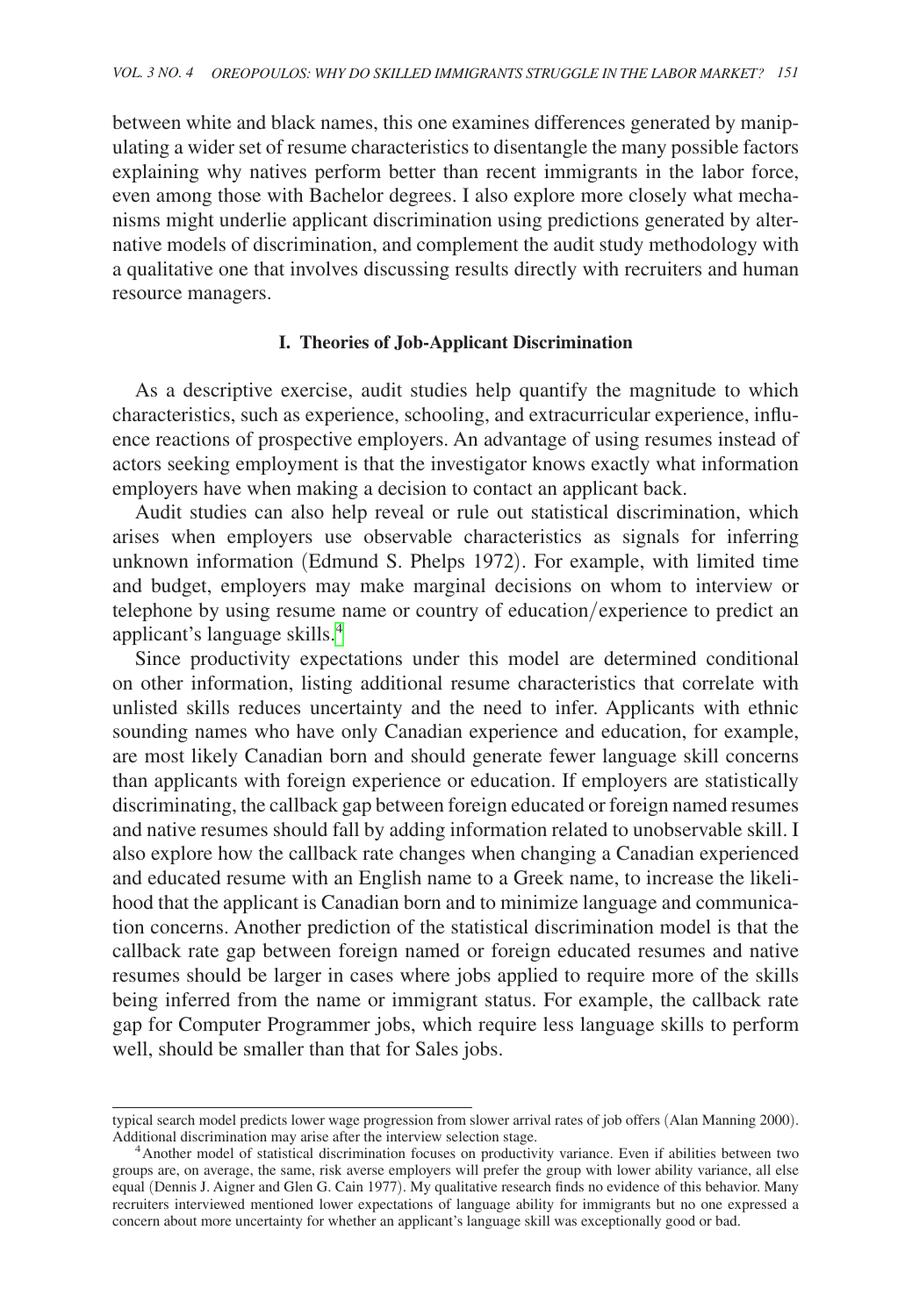between white and black names, this one examines differences generated by manipulating a wider set of resume characteristics to disentangle the many possible factors explaining why natives perform better than recent immigrants in the labor force, even among those with Bachelor degrees. I also explore more closely what mechanisms might underlie applicant discrimination using predictions generated by alternative models of discrimination, and complement the audit study methodology with a qualitative one that involves discussing results directly with recruiters and human resource managers.

## I. Theories of Job-Applicant Discrimination

As a descriptive exercise, audit studies help quantify the magnitude to which characteristics, such as experience, schooling, and extracurricular experience, influence reactions of prospective employers. An advantage of using resumes instead of actors seeking employment is that the investigator knows exactly what information employers have when making a decision to contact an applicant back.

Audit studies can also help reveal or rule out statistical discrimination, which arises when employers use observable characteristics as signals for inferring unknown information (Edmund S. Phelps 1972). For example, with limited time and budget, employers may make marginal decisions on whom to interview or telephone by using resume name or country of education/experience to predict an applicant's language skills.[4]

Since productivity expectations under this model are determined conditional on other information, listing additional resume characteristics that correlate with unlisted skills reduces uncertainty and the need to infer. Applicants with ethnic sounding names who have only Canadian experience and education, for example, are most likely Canadian born and should generate fewer language skill concerns than applicants with foreign experience or education. If employers are statistically discriminating, the callback gap between foreign educated or foreign named resumes and native resumes should fall by adding information related to unobservable skill. I also explore how the callback rate changes when changing a Canadian experienced and educated resume with an English name to a Greek name, to increase the likelihood that the applicant is Canadian born and to minimize language and communication concerns. Another prediction of the statistical discrimination model is that the callback rate gap between foreign named or foreign educated resumes and native resumes should be larger in cases where jobs applied to require more of the skills being inferred from the name or immigrant status. For example, the callback rate gap for Computer Programmer jobs, which require less language skills to perform well, should be smaller than that for Sales jobs.

---

typical search model predicts lower wage progression from slower arrival rates of job offers (Alan Manning 2000). Additional discrimination may arise after the interview selection stage.

[4] Another model of statistical discrimination focuses on productivity variance. Even if abilities between two groups are, on average, the same, risk averse employers will prefer the group with lower ability variance, all else equal (Dennis J. Aigner and Glen G. Cain 1977). My qualitative research finds no evidence of this behavior. Many recruiters interviewed mentioned lower expectations of language ability for immigrants but no one expressed a concern about more uncertainty for whether an applicant's language skill was exceptionally good or bad.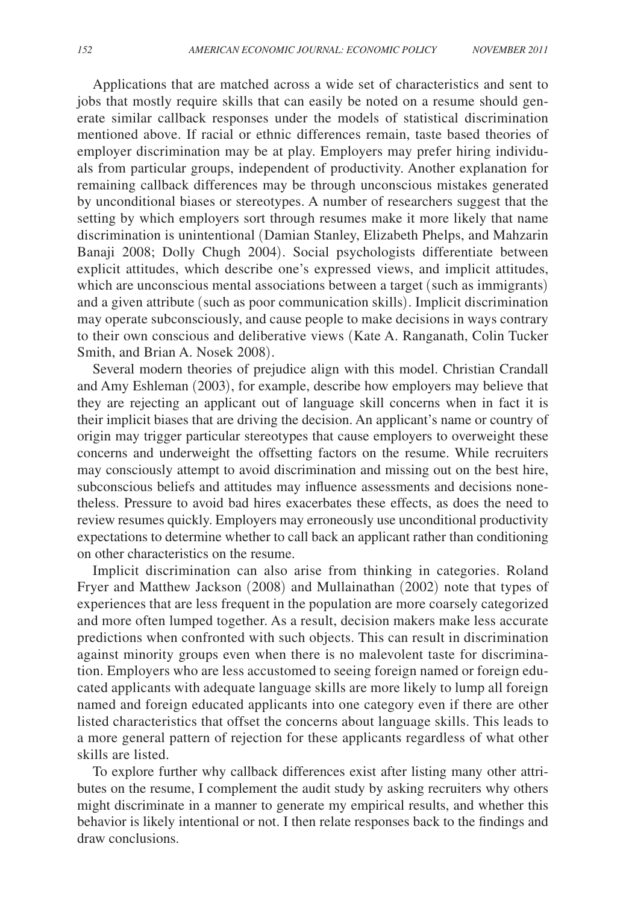Applications that are matched across a wide set of characteristics and sent to jobs that mostly require skills that can easily be noted on a resume should generate similar callback responses under the models of statistical discrimination mentioned above. If racial or ethnic differences remain, taste based theories of employer discrimination may be at play. Employers may prefer hiring individuals from particular groups, independent of productivity. Another explanation for remaining callback differences may be through unconscious mistakes generated by unconditional biases or stereotypes. A number of researchers suggest that the setting by which employers sort through resumes make it more likely that name discrimination is unintentional (Damian Stanley, Elizabeth Phelps, and Mahzarin Banaji 2008; Dolly Chugh 2004). Social psychologists differentiate between explicit attitudes, which describe one's expressed views, and implicit attitudes, which are unconscious mental associations between a target (such as immigrants) and a given attribute (such as poor communication skills). Implicit discrimination may operate subconsciously, and cause people to make decisions in ways contrary to their own conscious and deliberative views (Kate A. Ranganath, Colin Tucker Smith, and Brian A. Nosek 2008).

Several modern theories of prejudice align with this model. Christian Crandall and Amy Eshleman (2003), for example, describe how employers may believe that they are rejecting an applicant out of language skill concerns when in fact it is their implicit biases that are driving the decision. An applicant's name or country of origin may trigger particular stereotypes that cause employers to overweight these concerns and underweight the offsetting factors on the resume. While recruiters may consciously attempt to avoid discrimination and missing out on the best hire, subconscious beliefs and attitudes may influence assessments and decisions nonetheless. Pressure to avoid bad hires exacerbates these effects, as does the need to review resumes quickly. Employers may erroneously use unconditional productivity expectations to determine whether to call back an applicant rather than conditioning on other characteristics on the resume.

Implicit discrimination can also arise from thinking in categories. Roland Fryer and Matthew Jackson (2008) and Mullainathan (2002) note that types of experiences that are less frequent in the population are more coarsely categorized and more often lumped together. As a result, decision makers make less accurate predictions when confronted with such objects. This can result in discrimination against minority groups even when there is no malevolent taste for discrimination. Employers who are less accustomed to seeing foreign named or foreign educated applicants with adequate language skills are more likely to lump all foreign named and foreign educated applicants into one category even if there are other listed characteristics that offset the concerns about language skills. This leads to a more general pattern of rejection for these applicants regardless of what other skills are listed.

To explore further why callback differences exist after listing many other attributes on the resume, I complement the audit study by asking recruiters why others might discriminate in a manner to generate my empirical results, and whether this behavior is likely intentional or not. I then relate responses back to the findings and draw conclusions.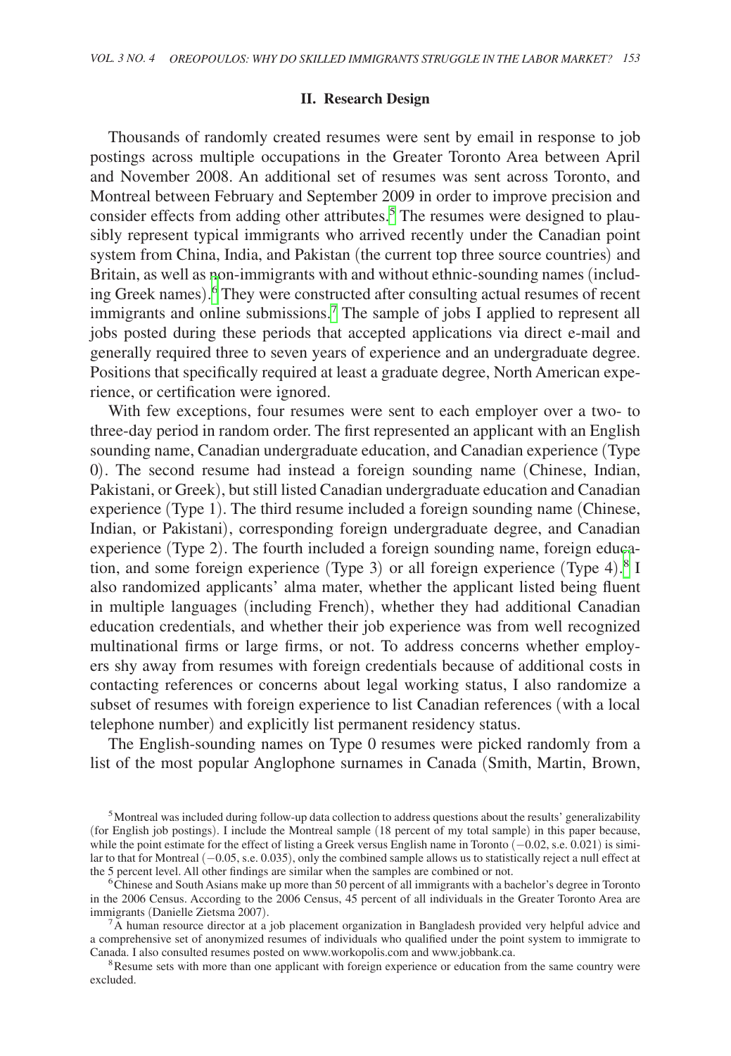## II. Research Design

Thousands of randomly created resumes were sent by email in response to job postings across multiple occupations in the Greater Toronto Area between April and November 2008. An additional set of resumes was sent across Toronto, and Montreal between February and September 2009 in order to improve precision and consider effects from adding other attributes.[5] The resumes were designed to plausibly represent typical immigrants who arrived recently under the Canadian point system from China, India, and Pakistan (the current top three source countries) and Britain, as well as non-immigrants with and without ethnic-sounding names (including Greek names).[6] They were constructed after consulting actual resumes of recent immigrants and online submissions.[7] The sample of jobs I applied to represent all jobs posted during these periods that accepted applications via direct e-mail and generally required three to seven years of experience and an undergraduate degree. Positions that specifically required at least a graduate degree, North American experience, or certification were ignored.

With few exceptions, four resumes were sent to each employer over a two- to three-day period in random order. The first represented an applicant with an English sounding name, Canadian undergraduate education, and Canadian experience (Type 0). The second resume had instead a foreign sounding name (Chinese, Indian, Pakistani, or Greek), but still listed Canadian undergraduate education and Canadian experience (Type 1). The third resume included a foreign sounding name (Chinese, Indian, or Pakistani), corresponding foreign undergraduate degree, and Canadian experience (Type 2). The fourth included a foreign sounding name, foreign education, and some foreign experience (Type 3) or all foreign experience (Type 4).[8] I also randomized applicants' alma mater, whether the applicant listed being fluent in multiple languages (including French), whether they had additional Canadian education credentials, and whether their job experience was from well recognized multinational firms or large firms, or not. To address concerns whether employers shy away from resumes with foreign credentials because of additional costs in contacting references or concerns about legal working status, I also randomize a subset of resumes with foreign experience to list Canadian references (with a local telephone number) and explicitly list permanent residency status.

The English-sounding names on Type 0 resumes were picked randomly from a list of the most popular Anglophone surnames in Canada (Smith, Martin, Brown,

[5] Montreal was included during follow-up data collection to address questions about the results' generalizability (for English job postings). I include the Montreal sample (18 percent of my total sample) in this paper because, while the point estimate for the effect of listing a Greek versus English name in Toronto (−0.02, s.e. 0.021) is similar to that for Montreal (−0.05, s.e. 0.035), only the combined sample allows us to statistically reject a null effect at the 5 percent level. All other findings are similar when the samples are combined or not.

[6] Chinese and South Asians make up more than 50 percent of all immigrants with a bachelor's degree in Toronto in the 2006 Census. According to the 2006 Census, 45 percent of all individuals in the Greater Toronto Area are immigrants (Danielle Zietsma 2007).

[7] A human resource director at a job placement organization in Bangladesh provided very helpful advice and a comprehensive set of anonymized resumes of individuals who qualified under the point system to immigrate to Canada. I also consulted resumes posted on www.workopolis.com and www.jobbank.ca.

[8] Resume sets with more than one applicant with foreign experience or education from the same country were excluded.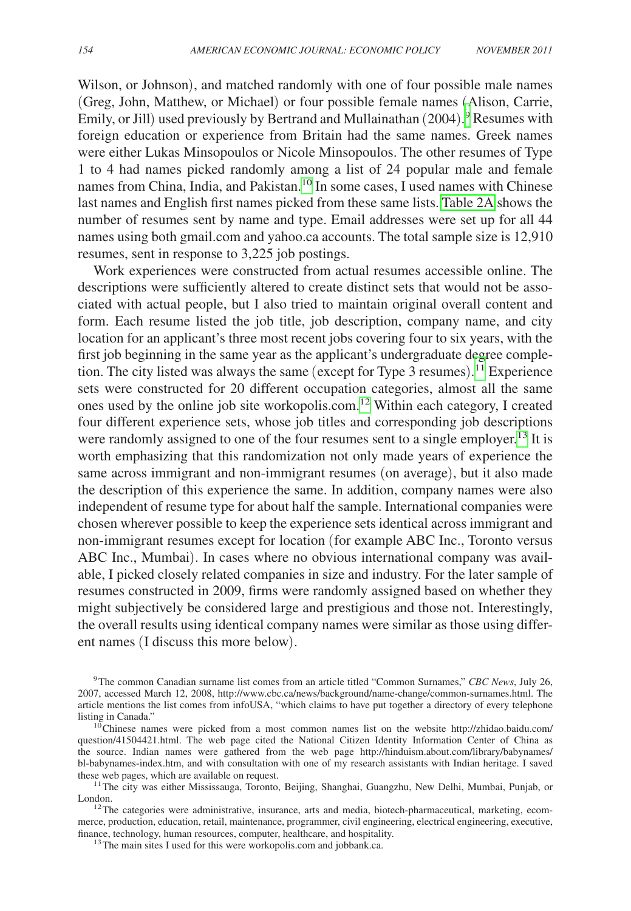Wilson, or Johnson), and matched randomly with one of four possible male names (Greg, John, Matthew, or Michael) or four possible female names (Alison, Carrie, Emily, or Jill) used previously by Bertrand and Mullainathan (2004).[9] Resumes with foreign education or experience from Britain had the same names. Greek names were either Lukas Minsopoulos or Nicole Minsopoulos. The other resumes of Type 1 to 4 had names picked randomly among a list of 24 popular male and female names from China, India, and Pakistan.[10] In some cases, I used names with Chinese last names and English first names picked from these same lists. Table 2A shows the number of resumes sent by name and type. Email addresses were set up for all 44 names using both gmail.com and yahoo.ca accounts. The total sample size is 12,910 resumes, sent in response to 3,225 job postings.

Work experiences were constructed from actual resumes accessible online. The descriptions were sufficiently altered to create distinct sets that would not be associated with actual people, but I also tried to maintain original overall content and form. Each resume listed the job title, job description, company name, and city location for an applicant's three most recent jobs covering four to six years, with the first job beginning in the same year as the applicant's undergraduate degree completion. The city listed was always the same (except for Type 3 resumes).[11] Experience sets were constructed for 20 different occupation categories, almost all the same ones used by the online job site workopolis.com.[12] Within each category, I created four different experience sets, whose job titles and corresponding job descriptions were randomly assigned to one of the four resumes sent to a single employer.[13] It is worth emphasizing that this randomization not only made years of experience the same across immigrant and non-immigrant resumes (on average), but it also made the description of this experience the same. In addition, company names were also independent of resume type for about half the sample. International companies were chosen wherever possible to keep the experience sets identical across immigrant and non-immigrant resumes except for location (for example ABC Inc., Toronto versus ABC Inc., Mumbai). In cases where no obvious international company was available, I picked closely related companies in size and industry. For the later sample of resumes constructed in 2009, firms were randomly assigned based on whether they might subjectively be considered large and prestigious and those not. Interestingly, the overall results using identical company names were similar as those using different names (I discuss this more below).

[9] The common Canadian surname list comes from an article titled "Common Surnames," *CBC News*, July 26, 2007, accessed March 12, 2008, http://www.cbc.ca/news/background/name-change/common-surnames.html. The article mentions the list comes from infoUSA, "which claims to have put together a directory of every telephone listing in Canada."

[10] Chinese names were picked from a most common names list on the website http://zhidao.baidu.com/question/41504421.html. The web page cited the National Citizen Identity Information Center of China as the source. Indian names were gathered from the web page http://hinduism.about.com/library/babynames/bl-babynames-index.htm, and with consultation with one of my research assistants with Indian heritage. I saved these web pages, which are available on request.

[11] The city was either Mississauga, Toronto, Beijing, Shanghai, Guangzhu, New Delhi, Mumbai, Punjab, or London.

[12] The categories were administrative, insurance, arts and media, biotech-pharmaceutical, marketing, ecommerce, production, education, retail, maintenance, programmer, civil engineering, electrical engineering, executive, finance, technology, human resources, computer, healthcare, and hospitality.

[13] The main sites I used for this were workopolis.com and jobbank.ca.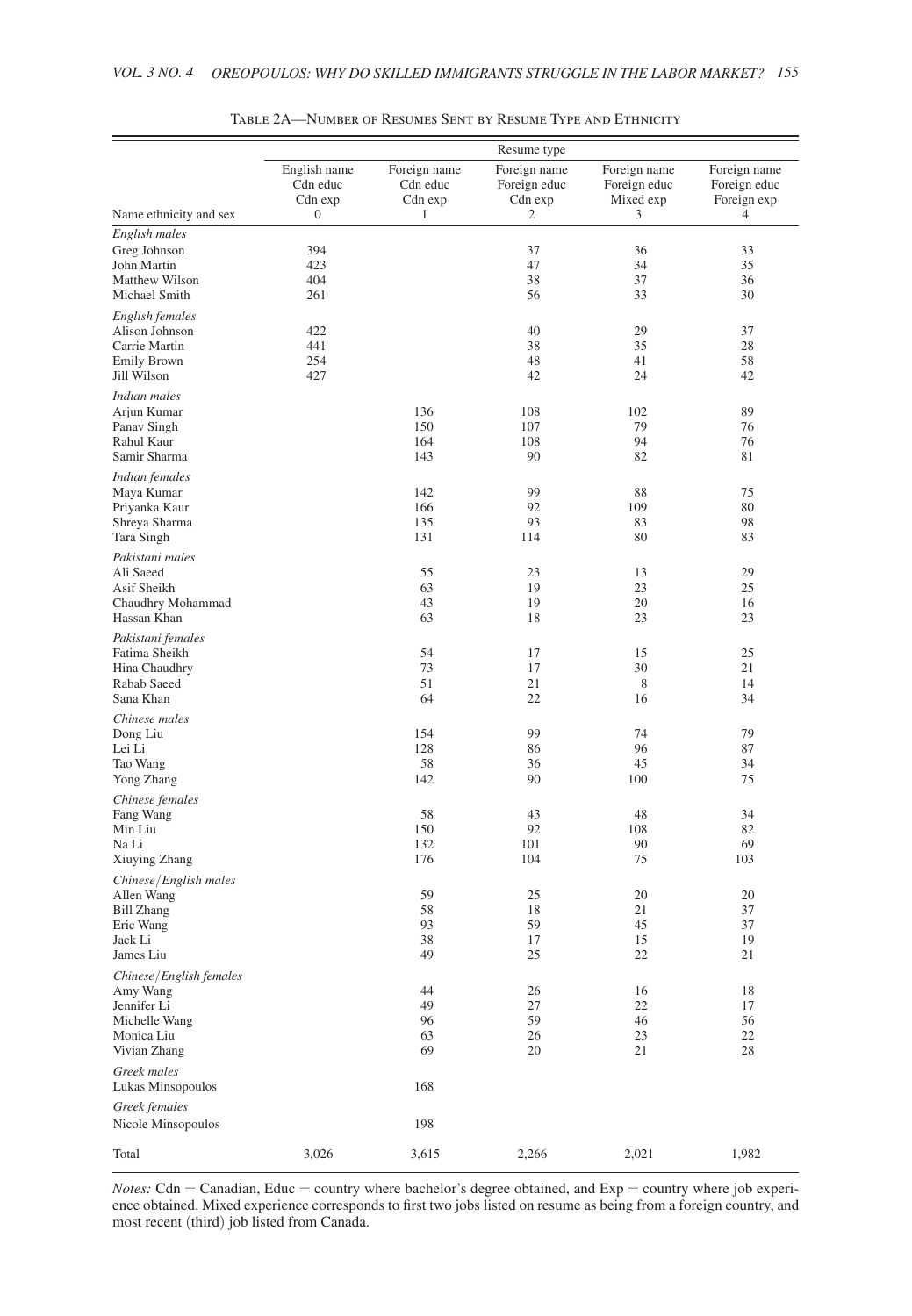Table 2A—Number of Resumes Sent by Resume Type and Ethnicity

| Name ethnicity and sex | English name Cdn educ Cdn exp 0 | Foreign name Cdn educ Cdn exp 1 | Foreign name Foreign educ Cdn exp 2 | Foreign name Foreign educ Mixed exp 3 | Foreign name Foreign educ Foreign exp 4 |
|---|---|---|---|---|---|
| *English males* | | | | | |
| Greg Johnson | 394 | | 37 | 36 | 33 |
| John Martin | 423 | | 47 | 34 | 35 |
| Matthew Wilson | 404 | | 38 | 37 | 36 |
| Michael Smith | 261 | | 56 | 33 | 30 |
| *English females* | | | | | |
| Alison Johnson | 422 | | 40 | 29 | 37 |
| Carrie Martin | 441 | | 38 | 35 | 28 |
| Emily Brown | 254 | | 48 | 41 | 58 |
| Jill Wilson | 427 | | 42 | 24 | 42 |
| *Indian males* | | | | | |
| Arjun Kumar | | 136 | 108 | 102 | 89 |
| Panav Singh | | 150 | 107 | 79 | 76 |
| Rahul Kaur | | 164 | 108 | 94 | 76 |
| Samir Sharma | | 143 | 90 | 82 | 81 |
| *Indian females* | | | | | |
| Maya Kumar | | 142 | 99 | 88 | 75 |
| Priyanka Kaur | | 166 | 92 | 109 | 80 |
| Shreya Sharma | | 135 | 93 | 83 | 98 |
| Tara Singh | | 131 | 114 | 80 | 83 |
| *Pakistani males* | | | | | |
| Ali Saeed | | 55 | 23 | 13 | 29 |
| Asif Sheikh | | 63 | 19 | 23 | 25 |
| Chaudhry Mohammad | | 43 | 19 | 20 | 16 |
| Hassan Khan | | 63 | 18 | 23 | 23 |
| *Pakistani females* | | | | | |
| Fatima Sheikh | | 54 | 17 | 15 | 25 |
| Hina Chaudhry | | 73 | 17 | 30 | 21 |
| Rabab Saeed | | 51 | 21 | 8 | 14 |
| Sana Khan | | 64 | 22 | 16 | 34 |
| *Chinese males* | | | | | |
| Dong Liu | | 154 | 99 | 74 | 79 |
| Lei Li | | 128 | 86 | 96 | 87 |
| Tao Wang | | 58 | 36 | 45 | 34 |
| Yong Zhang | | 142 | 90 | 100 | 75 |
| *Chinese females* | | | | | |
| Fang Wang | | 58 | 43 | 48 | 34 |
| Min Liu | | 150 | 92 | 108 | 82 |
| Na Li | | 132 | 101 | 90 | 69 |
| Xiuying Zhang | | 176 | 104 | 75 | 103 |
| *Chinese/English males* | | | | | |
| Allen Wang | | 59 | 25 | 20 | 20 |
| Bill Zhang | | 58 | 18 | 21 | 37 |
| Eric Wang | | 93 | 59 | 45 | 37 |
| Jack Li | | 38 | 17 | 15 | 19 |
| James Liu | | 49 | 25 | 22 | 21 |
| *Chinese/English females* | | | | | |
| Amy Wang | | 44 | 26 | 16 | 18 |
| Jennifer Li | | 49 | 27 | 22 | 17 |
| Michelle Wang | | 96 | 59 | 46 | 56 |
| Monica Liu | | 63 | 26 | 23 | 22 |
| Vivian Zhang | | 69 | 20 | 21 | 28 |
| *Greek males* | | | | | |
| Lukas Minsopoulos | | 168 | | | |
| *Greek females* | | | | | |
| Nicole Minsopoulos | | 198 | | | |
| Total | 3,026 | 3,615 | 2,266 | 2,021 | 1,982 |

*Notes:* Cdn = Canadian, Educ = country where bachelor's degree obtained, and Exp = country where job experience obtained. Mixed experience corresponds to first two jobs listed on resume as being from a foreign country, and most recent (third) job listed from Canada.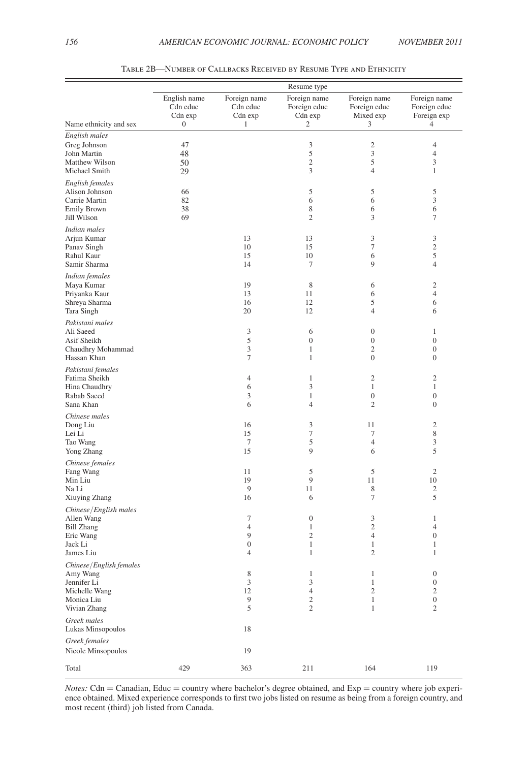Table 2B—Number of Callbacks Received by Resume Type and Ethnicity

| | Resume type | | | | |
|---|---|---|---|---|---|
| | English name Cdn educ Cdn exp | Foreign name Cdn educ Cdn exp | Foreign name Foreign educ Cdn exp | Foreign name Foreign educ Mixed exp | Foreign name Foreign educ Foreign exp |
| Name ethnicity and sex | 0 | 1 | 2 | 3 | 4 |
| *English males* | | | | | |
| Greg Johnson | 47 | | 3 | 2 | 4 |
| John Martin | 48 | | 5 | 3 | 4 |
| Matthew Wilson | 50 | | 2 | 5 | 3 |
| Michael Smith | 29 | | 3 | 4 | 1 |
| *English females* | | | | | |
| Alison Johnson | 66 | | 5 | 5 | 5 |
| Carrie Martin | 82 | | 6 | 6 | 3 |
| Emily Brown | 38 | | 8 | 6 | 6 |
| Jill Wilson | 69 | | 2 | 3 | 7 |
| *Indian males* | | | | | |
| Arjun Kumar | | 13 | 13 | 3 | 3 |
| Panav Singh | | 10 | 15 | 7 | 2 |
| Rahul Kaur | | 15 | 10 | 6 | 5 |
| Samir Sharma | | 14 | 7 | 9 | 4 |
| *Indian females* | | | | | |
| Maya Kumar | | 19 | 8 | 6 | 2 |
| Priyanka Kaur | | 13 | 11 | 6 | 4 |
| Shreya Sharma | | 16 | 12 | 5 | 6 |
| Tara Singh | | 20 | 12 | 4 | 6 |
| *Pakistani males* | | | | | |
| Ali Saeed | | 3 | 6 | 0 | 1 |
| Asif Sheikh | | 5 | 0 | 0 | 0 |
| Chaudhry Mohammad | | 3 | 1 | 2 | 0 |
| Hassan Khan | | 7 | 1 | 0 | 0 |
| *Pakistani females* | | | | | |
| Fatima Sheikh | | 4 | 1 | 2 | 2 |
| Hina Chaudhry | | 6 | 3 | 1 | 1 |
| Rabab Saeed | | 3 | 1 | 0 | 0 |
| Sana Khan | | 6 | 4 | 2 | 0 |
| *Chinese males* | | | | | |
| Dong Liu | | 16 | 3 | 11 | 2 |
| Lei Li | | 15 | 7 | 7 | 8 |
| Tao Wang | | 7 | 5 | 4 | 3 |
| Yong Zhang | | 15 | 9 | 6 | 5 |
| *Chinese females* | | | | | |
| Fang Wang | | 11 | 5 | 5 | 2 |
| Min Liu | | 19 | 9 | 11 | 10 |
| Na Li | | 9 | 11 | 8 | 2 |
| Xiuying Zhang | | 16 | 6 | 7 | 5 |
| *Chinese/English males* | | | | | |
| Allen Wang | | 7 | 0 | 3 | 1 |
| Bill Zhang | | 4 | 1 | 2 | 4 |
| Eric Wang | | 9 | 2 | 4 | 0 |
| Jack Li | | 0 | 1 | 1 | 1 |
| James Liu | | 4 | 1 | 2 | 1 |
| *Chinese/English females* | | | | | |
| Amy Wang | | 8 | 1 | 1 | 0 |
| Jennifer Li | | 3 | 3 | 1 | 0 |
| Michelle Wang | | 12 | 4 | 2 | 2 |
| Monica Liu | | 9 | 2 | 1 | 0 |
| Vivian Zhang | | 5 | 2 | 1 | 2 |
| *Greek males* | | | | | |
| Lukas Minsopoulos | | 18 | | | |
| *Greek females* | | | | | |
| Nicole Minsopoulos | | 19 | | | |
| Total | 429 | 363 | 211 | 164 | 119 |

*Notes:* Cdn = Canadian, Educ = country where bachelor's degree obtained, and Exp = country where job experience obtained. Mixed experience corresponds to first two jobs listed on resume as being from a foreign country, and most recent (third) job listed from Canada.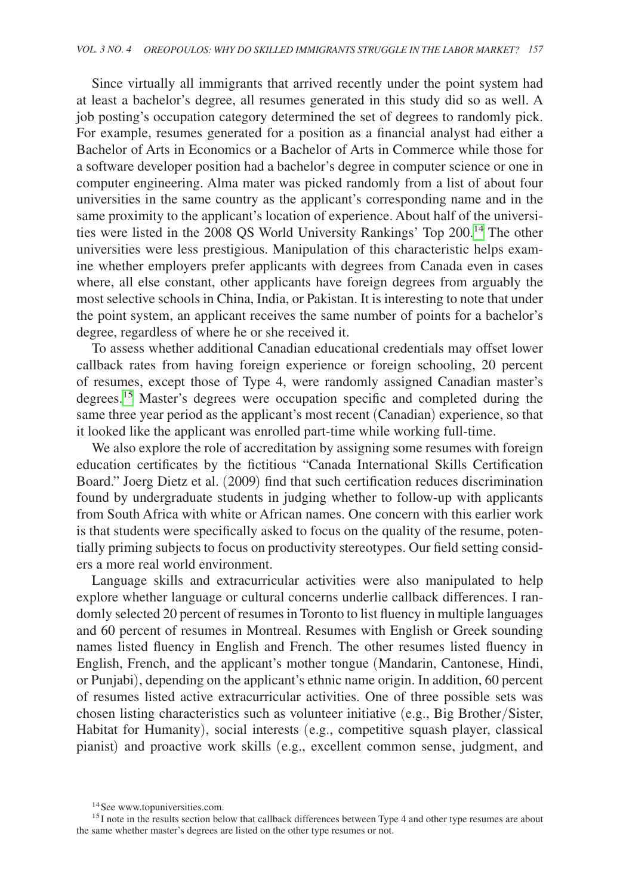Since virtually all immigrants that arrived recently under the point system had at least a bachelor's degree, all resumes generated in this study did so as well. A job posting's occupation category determined the set of degrees to randomly pick. For example, resumes generated for a position as a financial analyst had either a Bachelor of Arts in Economics or a Bachelor of Arts in Commerce while those for a software developer position had a bachelor's degree in computer science or one in computer engineering. Alma mater was picked randomly from a list of about four universities in the same country as the applicant's corresponding name and in the same proximity to the applicant's location of experience. About half of the universities were listed in the 2008 QS World University Rankings' Top 200.[14] The other universities were less prestigious. Manipulation of this characteristic helps examine whether employers prefer applicants with degrees from Canada even in cases where, all else constant, other applicants have foreign degrees from arguably the most selective schools in China, India, or Pakistan. It is interesting to note that under the point system, an applicant receives the same number of points for a bachelor's degree, regardless of where he or she received it.

To assess whether additional Canadian educational credentials may offset lower callback rates from having foreign experience or foreign schooling, 20 percent of resumes, except those of Type 4, were randomly assigned Canadian master's degrees.[15] Master's degrees were occupation specific and completed during the same three year period as the applicant's most recent (Canadian) experience, so that it looked like the applicant was enrolled part-time while working full-time.

We also explore the role of accreditation by assigning some resumes with foreign education certificates by the fictitious "Canada International Skills Certification Board." Joerg Dietz et al. (2009) find that such certification reduces discrimination found by undergraduate students in judging whether to follow-up with applicants from South Africa with white or African names. One concern with this earlier work is that students were specifically asked to focus on the quality of the resume, potentially priming subjects to focus on productivity stereotypes. Our field setting considers a more real world environment.

Language skills and extracurricular activities were also manipulated to help explore whether language or cultural concerns underlie callback differences. I randomly selected 20 percent of resumes in Toronto to list fluency in multiple languages and 60 percent of resumes in Montreal. Resumes with English or Greek sounding names listed fluency in English and French. The other resumes listed fluency in English, French, and the applicant's mother tongue (Mandarin, Cantonese, Hindi, or Punjabi), depending on the applicant's ethnic name origin. In addition, 60 percent of resumes listed active extracurricular activities. One of three possible sets was chosen listing characteristics such as volunteer initiative (e.g., Big Brother/Sister, Habitat for Humanity), social interests (e.g., competitive squash player, classical pianist) and proactive work skills (e.g., excellent common sense, judgment, and

[14] See www.topuniversities.com.

[15] I note in the results section below that callback differences between Type 4 and other type resumes are about the same whether master's degrees are listed on the other type resumes or not.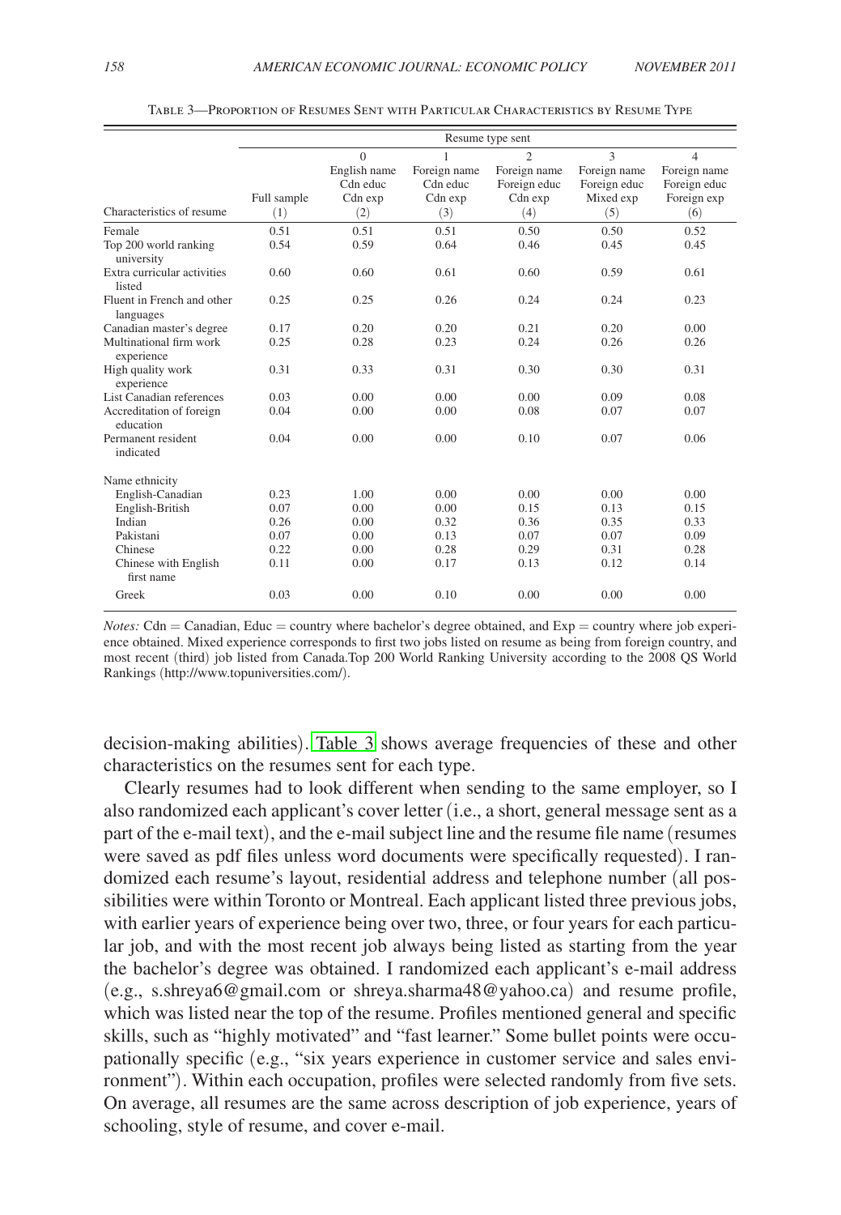Table 3—Proportion of Resumes Sent with Particular Characteristics by Resume Type

| | Resume type sent | | | | | |
|---|---|---|---|---|---|---|
| | | 0 English name Cdn educ Cdn exp | 1 Foreign name Cdn educ Cdn exp | 2 Foreign name Foreign educ Cdn exp | 3 Foreign name Foreign educ Mixed exp | 4 Foreign name Foreign educ Foreign exp |
| Characteristics of resume | Full sample (1) | (2) | (3) | (4) | (5) | (6) |
| Female | 0.51 | 0.51 | 0.51 | 0.50 | 0.50 | 0.52 |
| Top 200 world ranking university | 0.54 | 0.59 | 0.64 | 0.46 | 0.45 | 0.45 |
| Extra curricular activities listed | 0.60 | 0.60 | 0.61 | 0.60 | 0.59 | 0.61 |
| Fluent in French and other languages | 0.25 | 0.25 | 0.26 | 0.24 | 0.24 | 0.23 |
| Canadian master's degree | 0.17 | 0.20 | 0.20 | 0.21 | 0.20 | 0.00 |
| Multinational firm work experience | 0.25 | 0.28 | 0.23 | 0.24 | 0.26 | 0.26 |
| High quality work experience | 0.31 | 0.33 | 0.31 | 0.30 | 0.30 | 0.31 |
| List Canadian references | 0.03 | 0.00 | 0.00 | 0.00 | 0.09 | 0.08 |
| Accreditation of foreign education | 0.04 | 0.00 | 0.00 | 0.08 | 0.07 | 0.07 |
| Permanent resident indicated | 0.04 | 0.00 | 0.00 | 0.10 | 0.07 | 0.06 |
| Name ethnicity | | | | | | |
| English-Canadian | 0.23 | 1.00 | 0.00 | 0.00 | 0.00 | 0.00 |
| English-British | 0.07 | 0.00 | 0.00 | 0.15 | 0.13 | 0.15 |
| Indian | 0.26 | 0.00 | 0.32 | 0.36 | 0.35 | 0.33 |
| Pakistani | 0.07 | 0.00 | 0.13 | 0.07 | 0.07 | 0.09 |
| Chinese | 0.22 | 0.00 | 0.28 | 0.29 | 0.31 | 0.28 |
| Chinese with English first name | 0.11 | 0.00 | 0.17 | 0.13 | 0.12 | 0.14 |
| Greek | 0.03 | 0.00 | 0.10 | 0.00 | 0.00 | 0.00 |

*Notes:* Cdn = Canadian, Educ = country where bachelor's degree obtained, and Exp = country where job experience obtained. Mixed experience corresponds to first two jobs listed on resume as being from foreign country, and most recent (third) job listed from Canada.Top 200 World Ranking University according to the 2008 QS World Rankings (http://www.topuniversities.com/).

decision-making abilities). Table 3 shows average frequencies of these and other characteristics on the resumes sent for each type.

Clearly resumes had to look different when sending to the same employer, so I also randomized each applicant's cover letter (i.e., a short, general message sent as a part of the e-mail text), and the e-mail subject line and the resume file name (resumes were saved as pdf files unless word documents were specifically requested). I randomized each resume's layout, residential address and telephone number (all possibilities were within Toronto or Montreal. Each applicant listed three previous jobs, with earlier years of experience being over two, three, or four years for each particular job, and with the most recent job always being listed as starting from the year the bachelor's degree was obtained. I randomized each applicant's e-mail address (e.g., s.shreya6@gmail.com or shreya.sharma48@yahoo.ca) and resume profile, which was listed near the top of the resume. Profiles mentioned general and specific skills, such as "highly motivated" and "fast learner." Some bullet points were occupationally specific (e.g., "six years experience in customer service and sales environment"). Within each occupation, profiles were selected randomly from five sets. On average, all resumes are the same across description of job experience, years of schooling, style of resume, and cover e-mail.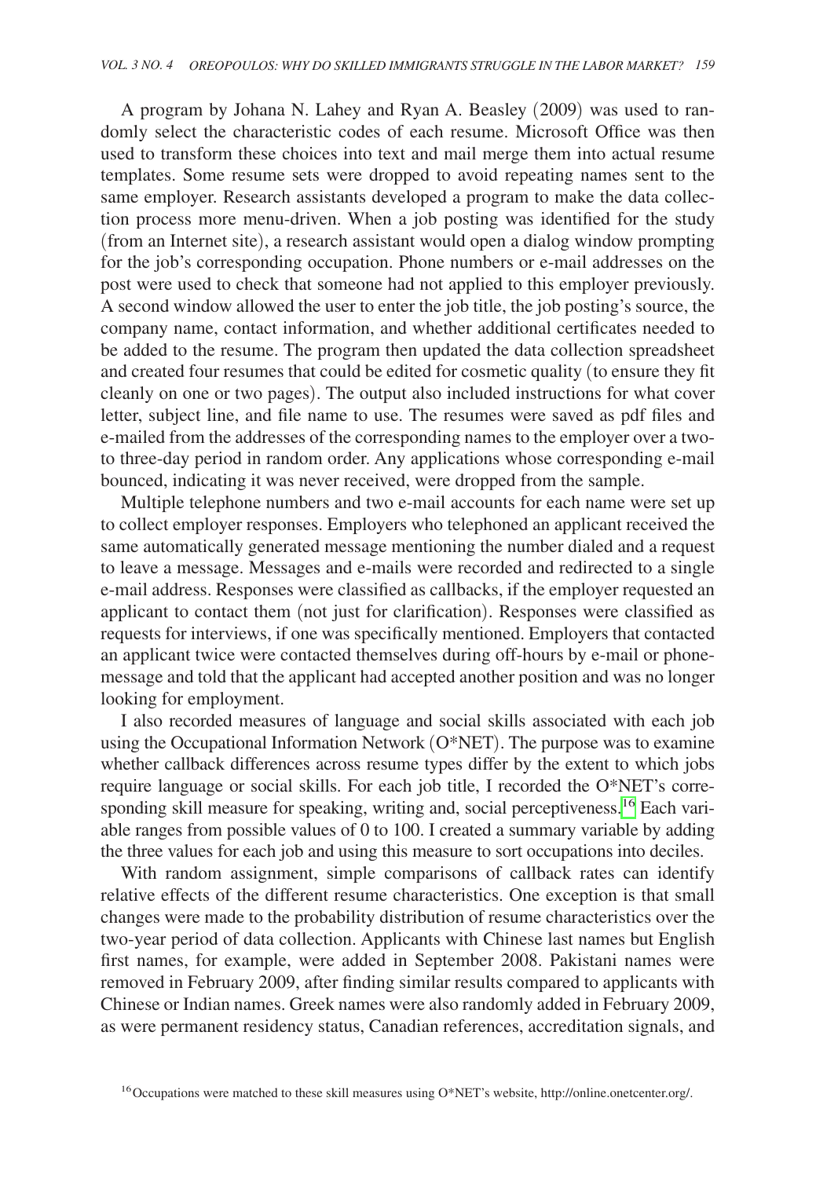A program by Johana N. Lahey and Ryan A. Beasley (2009) was used to randomly select the characteristic codes of each resume. Microsoft Office was then used to transform these choices into text and mail merge them into actual resume templates. Some resume sets were dropped to avoid repeating names sent to the same employer. Research assistants developed a program to make the data collection process more menu-driven. When a job posting was identified for the study (from an Internet site), a research assistant would open a dialog window prompting for the job's corresponding occupation. Phone numbers or e-mail addresses on the post were used to check that someone had not applied to this employer previously. A second window allowed the user to enter the job title, the job posting's source, the company name, contact information, and whether additional certificates needed to be added to the resume. The program then updated the data collection spreadsheet and created four resumes that could be edited for cosmetic quality (to ensure they fit cleanly on one or two pages). The output also included instructions for what cover letter, subject line, and file name to use. The resumes were saved as pdf files and e-mailed from the addresses of the corresponding names to the employer over a two- to three-day period in random order. Any applications whose corresponding e-mail bounced, indicating it was never received, were dropped from the sample.

Multiple telephone numbers and two e-mail accounts for each name were set up to collect employer responses. Employers who telephoned an applicant received the same automatically generated message mentioning the number dialed and a request to leave a message. Messages and e-mails were recorded and redirected to a single e-mail address. Responses were classified as callbacks, if the employer requested an applicant to contact them (not just for clarification). Responses were classified as requests for interviews, if one was specifically mentioned. Employers that contacted an applicant twice were contacted themselves during off-hours by e-mail or phone-message and told that the applicant had accepted another position and was no longer looking for employment.

I also recorded measures of language and social skills associated with each job using the Occupational Information Network (O*NET). The purpose was to examine whether callback differences across resume types differ by the extent to which jobs require language or social skills. For each job title, I recorded the O*NET's corresponding skill measure for speaking, writing and, social perceptiveness.[16] Each variable ranges from possible values of 0 to 100. I created a summary variable by adding the three values for each job and using this measure to sort occupations into deciles.

With random assignment, simple comparisons of callback rates can identify relative effects of the different resume characteristics. One exception is that small changes were made to the probability distribution of resume characteristics over the two-year period of data collection. Applicants with Chinese last names but English first names, for example, were added in September 2008. Pakistani names were removed in February 2009, after finding similar results compared to applicants with Chinese or Indian names. Greek names were also randomly added in February 2009, as were permanent residency status, Canadian references, accreditation signals, and

[16] Occupations were matched to these skill measures using O*NET's website, http://online.onetcenter.org/.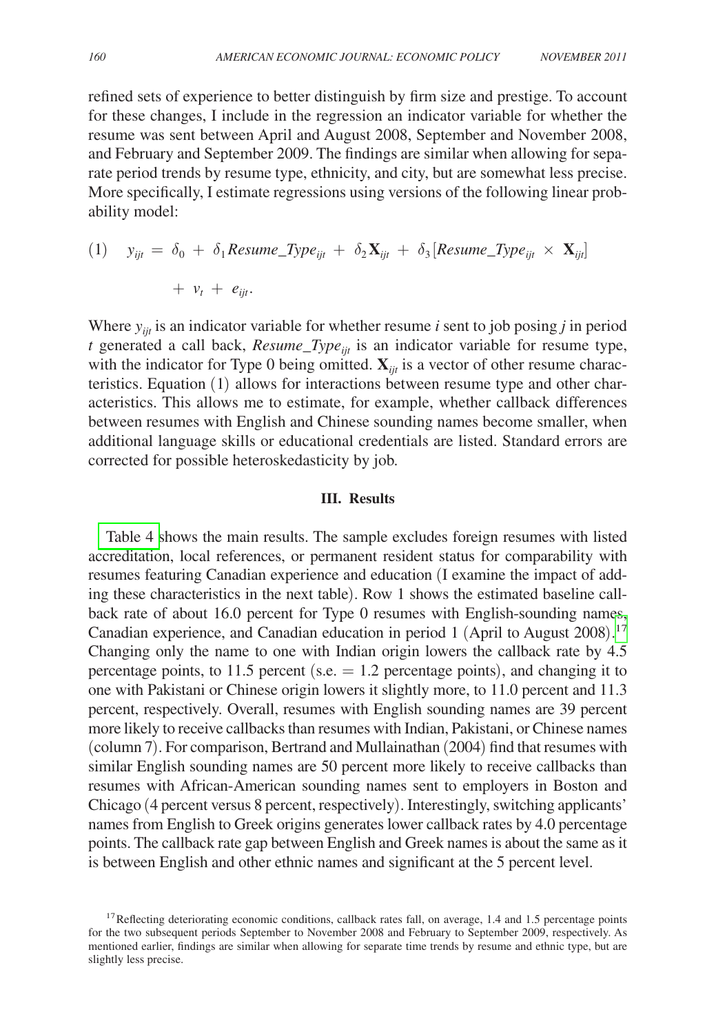refined sets of experience to better distinguish by firm size and prestige. To account for these changes, I include in the regression an indicator variable for whether the resume was sent between April and August 2008, September and November 2008, and February and September 2009. The findings are similar when allowing for separate period trends by resume type, ethnicity, and city, but are somewhat less precise. More specifically, I estimate regressions using versions of the following linear probability model:

$$(1)\quad y_{ijt} = \delta_0 + \delta_1 Resume\_Type_{ijt} + \delta_2 \mathbf{X}_{ijt} + \delta_3 [Resume\_Type_{ijt} \times \mathbf{X}_{ijt}] + v_t + e_{ijt}.$$

Where $y_{ijt}$ is an indicator variable for whether resume $i$ sent to job posing $j$ in period $t$ generated a call back, $Resume\_Type_{ijt}$ is an indicator variable for resume type, with the indicator for Type 0 being omitted. $\mathbf{X}_{ijt}$ is a vector of other resume characteristics. Equation (1) allows for interactions between resume type and other characteristics. This allows me to estimate, for example, whether callback differences between resumes with English and Chinese sounding names become smaller, when additional language skills or educational credentials are listed. Standard errors are corrected for possible heteroskedasticity by job.

## III. Results

Table 4 shows the main results. The sample excludes foreign resumes with listed accreditation, local references, or permanent resident status for comparability with resumes featuring Canadian experience and education (I examine the impact of adding these characteristics in the next table). Row 1 shows the estimated baseline callback rate of about 16.0 percent for Type 0 resumes with English-sounding names, Canadian experience, and Canadian education in period 1 (April to August 2008).[17] Changing only the name to one with Indian origin lowers the callback rate by 4.5 percentage points, to 11.5 percent (s.e. = 1.2 percentage points), and changing it to one with Pakistani or Chinese origin lowers it slightly more, to 11.0 percent and 11.3 percent, respectively. Overall, resumes with English sounding names are 39 percent more likely to receive callbacks than resumes with Indian, Pakistani, or Chinese names (column 7). For comparison, Bertrand and Mullainathan (2004) find that resumes with similar English sounding names are 50 percent more likely to receive callbacks than resumes with African-American sounding names sent to employers in Boston and Chicago (4 percent versus 8 percent, respectively). Interestingly, switching applicants' names from English to Greek origins generates lower callback rates by 4.0 percentage points. The callback rate gap between English and Greek names is about the same as it is between English and other ethnic names and significant at the 5 percent level.

[17] Reflecting deteriorating economic conditions, callback rates fall, on average, 1.4 and 1.5 percentage points for the two subsequent periods September to November 2008 and February to September 2009, respectively. As mentioned earlier, findings are similar when allowing for separate time trends by resume and ethnic type, but are slightly less precise.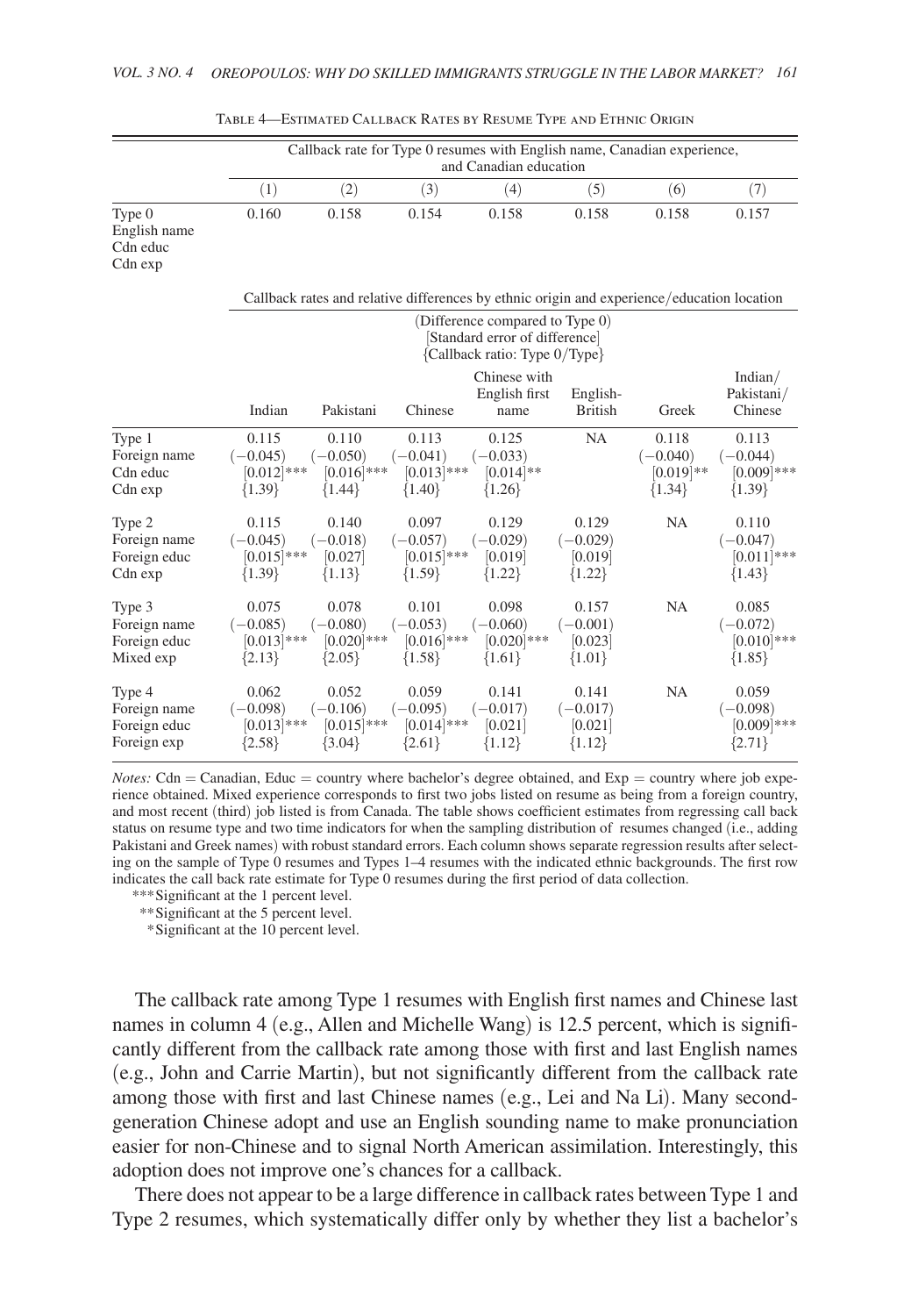Table 4—Estimated Callback Rates by Resume Type and Ethnic Origin

| | Callback rate for Type 0 resumes with English name, Canadian experience, and Canadian education | | | | | | |
|---|---|---|---|---|---|---|---|
| | (1) | (2) | (3) | (4) | (5) | (6) | (7) |
| Type 0 English name Cdn educ Cdn exp | 0.160 | 0.158 | 0.154 | 0.158 | 0.158 | 0.158 | 0.157 |
| | Callback rates and relative differences by ethnic origin and experience/education location (Difference compared to Type 0) [Standard error of difference] {Callback ratio: Type 0/Type} | | | | | | |
| | Indian | Pakistani | Chinese | Chinese with English first name | English-British | Greek | Indian/ Pakistani/ Chinese |
| Type 1 Foreign name Cdn educ Cdn exp | 0.115 (−0.045) [0.012]*** {1.39} | 0.110 (−0.050) [0.016]*** {1.44} | 0.113 (−0.041) [0.013]*** {1.40} | 0.125 (−0.033) [0.014]** {1.26} | NA | 0.118 (−0.040) [0.019]** {1.34} | 0.113 (−0.044) [0.009]*** {1.39} |
| Type 2 Foreign name Foreign educ Cdn exp | 0.115 (−0.045) [0.015]*** {1.39} | 0.140 (−0.018) [0.027] {1.13} | 0.097 (−0.057) [0.015]*** {1.59} | 0.129 (−0.029) [0.019] {1.22} | 0.129 (−0.029) [0.019] {1.22} | NA | 0.110 (−0.047) [0.011]*** {1.43} |
| Type 3 Foreign name Foreign educ Mixed exp | 0.075 (−0.085) [0.013]*** {2.13} | 0.078 (−0.080) [0.020]*** {2.05} | 0.101 (−0.053) [0.016]*** {1.58} | 0.098 (−0.060) [0.020]*** {1.61} | 0.157 (−0.001) [0.023] {1.01} | NA | 0.085 (−0.072) [0.010]*** {1.85} |
| Type 4 Foreign name Foreign educ Foreign exp | 0.062 (−0.098) [0.013]*** {2.58} | 0.052 (−0.106) [0.015]*** {3.04} | 0.059 (−0.095) [0.014]*** {2.61} | 0.141 (−0.017) [0.021] {1.12} | 0.141 (−0.017) [0.021] {1.12} | NA | 0.059 (−0.098) [0.009]*** {2.71} |

*Notes:* Cdn = Canadian, Educ = country where bachelor's degree obtained, and Exp = country where job experience obtained. Mixed experience corresponds to first two jobs listed on resume as being from a foreign country, and most recent (third) job listed is from Canada. The table shows coefficient estimates from regressing call back status on resume type and two time indicators for when the sampling distribution of resumes changed (i.e., adding Pakistani and Greek names) with robust standard errors. Each column shows separate regression results after selecting on the sample of Type 0 resumes and Types 1–4 resumes with the indicated ethnic backgrounds. The first row indicates the call back rate estimate for Type 0 resumes during the first period of data collection.

*** Significant at the 1 percent level.

** Significant at the 5 percent level.

* Significant at the 10 percent level.

The callback rate among Type 1 resumes with English first names and Chinese last names in column 4 (e.g., Allen and Michelle Wang) is 12.5 percent, which is significantly different from the callback rate among those with first and last English names (e.g., John and Carrie Martin), but not significantly different from the callback rate among those with first and last Chinese names (e.g., Lei and Na Li). Many second-generation Chinese adopt and use an English sounding name to make pronunciation easier for non-Chinese and to signal North American assimilation. Interestingly, this adoption does not improve one's chances for a callback.

There does not appear to be a large difference in callback rates between Type 1 and Type 2 resumes, which systematically differ only by whether they list a bachelor's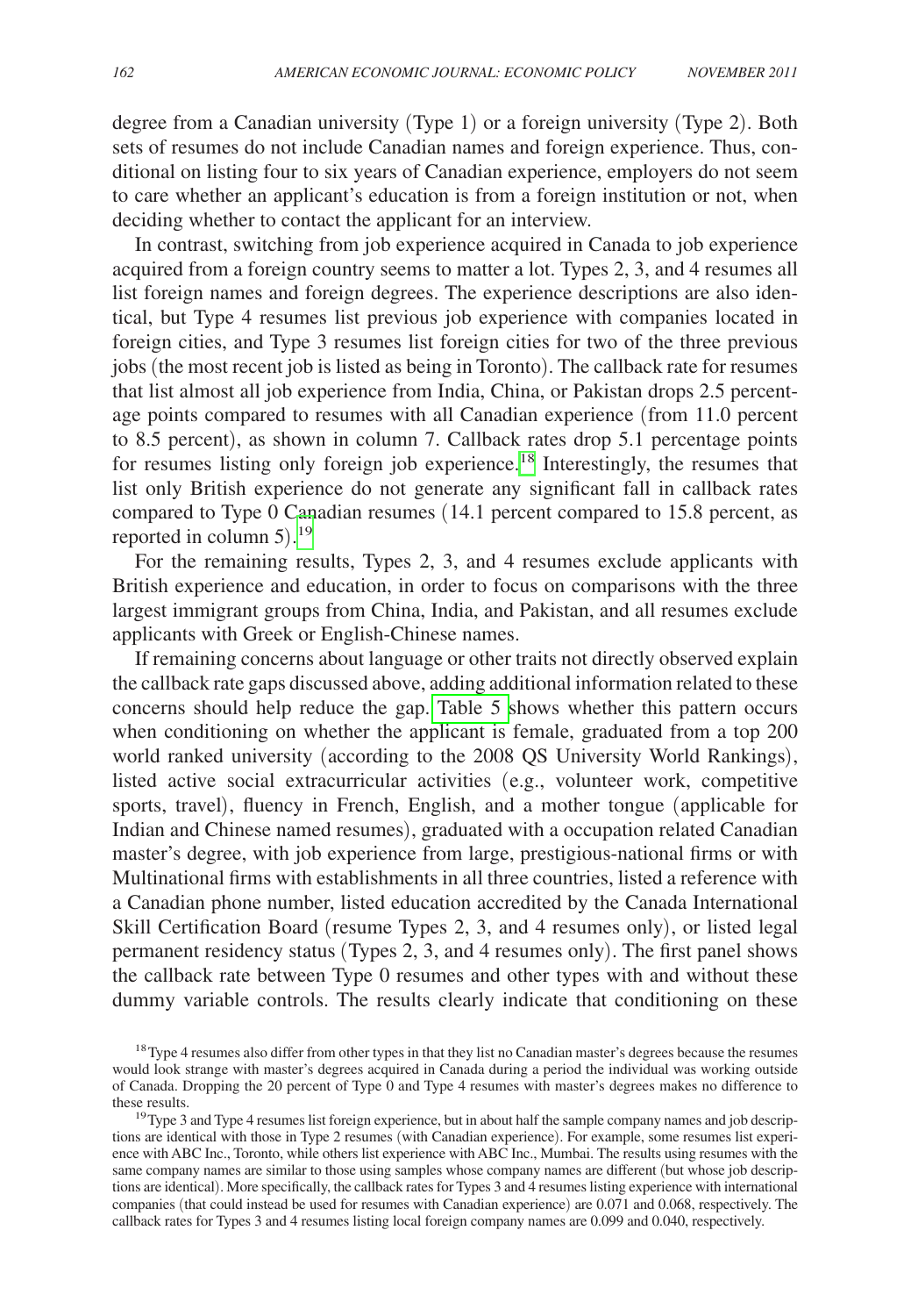degree from a Canadian university (Type 1) or a foreign university (Type 2). Both sets of resumes do not include Canadian names and foreign experience. Thus, conditional on listing four to six years of Canadian experience, employers do not seem to care whether an applicant's education is from a foreign institution or not, when deciding whether to contact the applicant for an interview.

In contrast, switching from job experience acquired in Canada to job experience acquired from a foreign country seems to matter a lot. Types 2, 3, and 4 resumes all list foreign names and foreign degrees. The experience descriptions are also identical, but Type 4 resumes list previous job experience with companies located in foreign cities, and Type 3 resumes list foreign cities for two of the three previous jobs (the most recent job is listed as being in Toronto). The callback rate for resumes that list almost all job experience from India, China, or Pakistan drops 2.5 percentage points compared to resumes with all Canadian experience (from 11.0 percent to 8.5 percent), as shown in column 7. Callback rates drop 5.1 percentage points for resumes listing only foreign job experience.[18] Interestingly, the resumes that list only British experience do not generate any significant fall in callback rates compared to Type 0 Canadian resumes (14.1 percent compared to 15.8 percent, as reported in column 5).[19]

For the remaining results, Types 2, 3, and 4 resumes exclude applicants with British experience and education, in order to focus on comparisons with the three largest immigrant groups from China, India, and Pakistan, and all resumes exclude applicants with Greek or English-Chinese names.

If remaining concerns about language or other traits not directly observed explain the callback rate gaps discussed above, adding additional information related to these concerns should help reduce the gap. Table 5 shows whether this pattern occurs when conditioning on whether the applicant is female, graduated from a top 200 world ranked university (according to the 2008 QS University World Rankings), listed active social extracurricular activities (e.g., volunteer work, competitive sports, travel), fluency in French, English, and a mother tongue (applicable for Indian and Chinese named resumes), graduated with a occupation related Canadian master's degree, with job experience from large, prestigious-national firms or with Multinational firms with establishments in all three countries, listed a reference with a Canadian phone number, listed education accredited by the Canada International Skill Certification Board (resume Types 2, 3, and 4 resumes only), or listed legal permanent residency status (Types 2, 3, and 4 resumes only). The first panel shows the callback rate between Type 0 resumes and other types with and without these dummy variable controls. The results clearly indicate that conditioning on these

[18] Type 4 resumes also differ from other types in that they list no Canadian master's degrees because the resumes would look strange with master's degrees acquired in Canada during a period the individual was working outside of Canada. Dropping the 20 percent of Type 0 and Type 4 resumes with master's degrees makes no difference to these results.

[19] Type 3 and Type 4 resumes list foreign experience, but in about half the sample company names and job descriptions are identical with those in Type 2 resumes (with Canadian experience). For example, some resumes list experience with ABC Inc., Toronto, while others list experience with ABC Inc., Mumbai. The results using resumes with the same company names are similar to those using samples whose company names are different (but whose job descriptions are identical). More specifically, the callback rates for Types 3 and 4 resumes listing experience with international companies (that could instead be used for resumes with Canadian experience) are 0.071 and 0.068, respectively. The callback rates for Types 3 and 4 resumes listing local foreign company names are 0.099 and 0.040, respectively.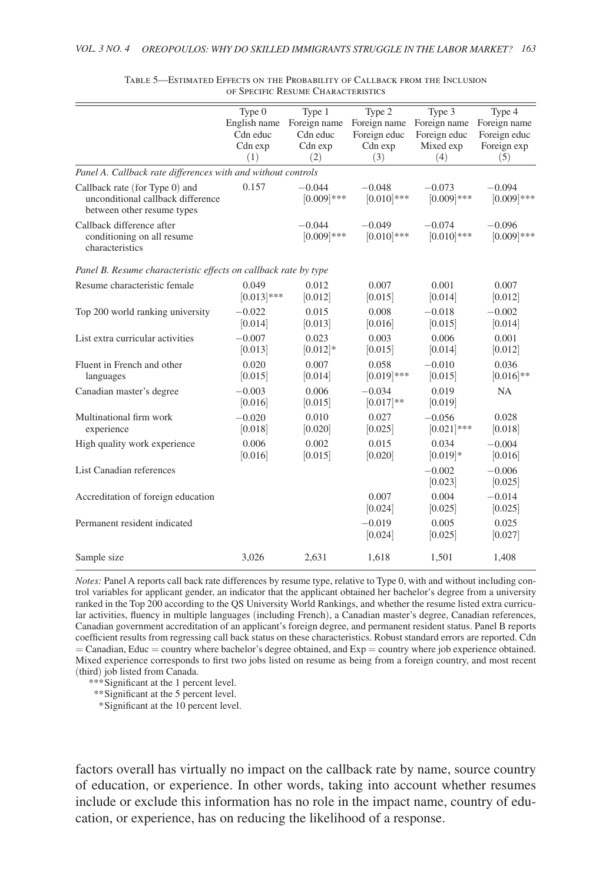Table 5—Estimated Effects on the Probability of Callback from the Inclusion of Specific Resume Characteristics

| | Type 0 English name Cdn educ Cdn exp (1) | Type 1 Foreign name Cdn educ Cdn exp (2) | Type 2 Foreign name Foreign educ Cdn exp (3) | Type 3 Foreign name Foreign educ Mixed exp (4) | Type 4 Foreign name Foreign educ Foreign exp (5) |
|---|---|---|---|---|---|
| *Panel A. Callback rate differences with and without controls* | | | | | |
| Callback rate (for Type 0) and unconditional callback difference between other resume types | 0.157 | −0.044 [0.009]*** | −0.048 [0.010]*** | −0.073 [0.009]*** | −0.094 [0.009]*** |
| Callback difference after conditioning on all resume characteristics | | −0.044 [0.009]*** | −0.049 [0.010]*** | −0.074 [0.010]*** | −0.096 [0.009]*** |
| *Panel B. Resume characteristic effects on callback rate by type* | | | | | |
| Resume characteristic female | 0.049 [0.013]*** | 0.012 [0.012] | 0.007 [0.015] | 0.001 [0.014] | 0.007 [0.012] |
| Top 200 world ranking university | −0.022 [0.014] | 0.015 [0.013] | 0.008 [0.016] | −0.018 [0.015] | −0.002 [0.014] |
| List extra curricular activities | −0.007 [0.013] | 0.023 [0.012]* | 0.003 [0.015] | 0.006 [0.014] | 0.001 [0.012] |
| Fluent in French and other languages | 0.020 [0.015] | 0.007 [0.014] | 0.058 [0.019]*** | −0.010 [0.015] | 0.036 [0.016]** |
| Canadian master's degree | −0.003 [0.016] | 0.006 [0.015] | −0.034 [0.017]** | 0.019 [0.019] | NA |
| Multinational firm work experience | −0.020 [0.018] | 0.010 [0.020] | 0.027 [0.025] | −0.056 [0.021]*** | 0.028 [0.018] |
| High quality work experience | 0.006 [0.016] | 0.002 [0.015] | 0.015 [0.020] | 0.034 [0.019]* | −0.004 [0.016] |
| List Canadian references | | | | −0.002 [0.023] | −0.006 [0.025] |
| Accreditation of foreign education | | | 0.007 [0.024] | 0.004 [0.025] | −0.014 [0.025] |
| Permanent resident indicated | | | −0.019 [0.024] | 0.005 [0.025] | 0.025 [0.027] |
| Sample size | 3,026 | 2,631 | 1,618 | 1,501 | 1,408 |

*Notes:* Panel A reports call back rate differences by resume type, relative to Type 0, with and without including control variables for applicant gender, an indicator that the applicant obtained her bachelor's degree from a university ranked in the Top 200 according to the QS University World Rankings, and whether the resume listed extra curricular activities, fluency in multiple languages (including French), a Canadian master's degree, Canadian references, Canadian government accreditation of an applicant's foreign degree, and permanent resident status. Panel B reports coefficient results from regressing call back status on these characteristics. Robust standard errors are reported. Cdn = Canadian, Educ = country where bachelor's degree obtained, and Exp = country where job experience obtained. Mixed experience corresponds to first two jobs listed on resume as being from a foreign country, and most recent (third) job listed from Canada.

***Significant at the 1 percent level.

**Significant at the 5 percent level.

*Significant at the 10 percent level.

factors overall has virtually no impact on the callback rate by name, source country of education, or experience. In other words, taking into account whether resumes include or exclude this information has no role in the impact name, country of education, or experience, has on reducing the likelihood of a response.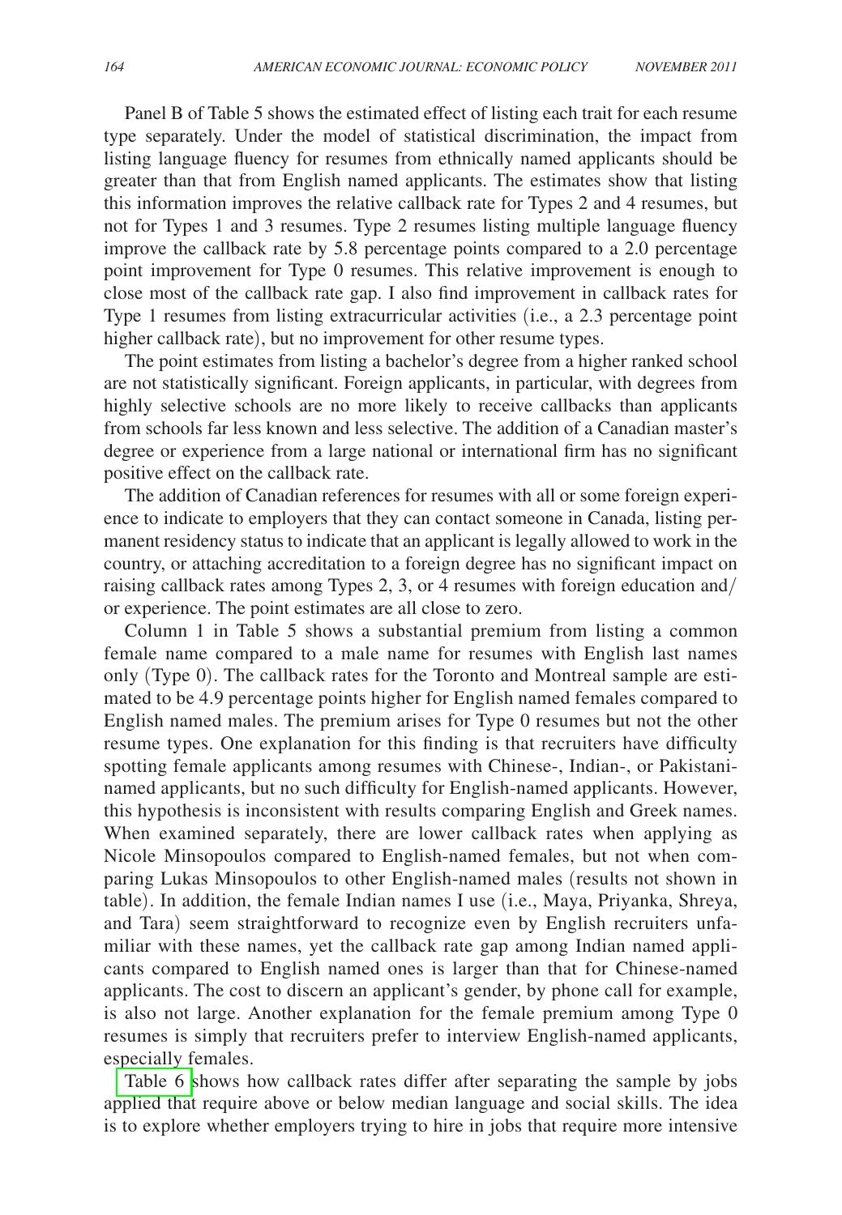Panel B of Table 5 shows the estimated effect of listing each trait for each resume type separately. Under the model of statistical discrimination, the impact from listing language fluency for resumes from ethnically named applicants should be greater than that from English named applicants. The estimates show that listing this information improves the relative callback rate for Types 2 and 4 resumes, but not for Types 1 and 3 resumes. Type 2 resumes listing multiple language fluency improve the callback rate by 5.8 percentage points compared to a 2.0 percentage point improvement for Type 0 resumes. This relative improvement is enough to close most of the callback rate gap. I also find improvement in callback rates for Type 1 resumes from listing extracurricular activities (i.e., a 2.3 percentage point higher callback rate), but no improvement for other resume types.

The point estimates from listing a bachelor's degree from a higher ranked school are not statistically significant. Foreign applicants, in particular, with degrees from highly selective schools are no more likely to receive callbacks than applicants from schools far less known and less selective. The addition of a Canadian master's degree or experience from a large national or international firm has no significant positive effect on the callback rate.

The addition of Canadian references for resumes with all or some foreign experience to indicate to employers that they can contact someone in Canada, listing permanent residency status to indicate that an applicant is legally allowed to work in the country, or attaching accreditation to a foreign degree has no significant impact on raising callback rates among Types 2, 3, or 4 resumes with foreign education and/or experience. The point estimates are all close to zero.

Column 1 in Table 5 shows a substantial premium from listing a common female name compared to a male name for resumes with English last names only (Type 0). The callback rates for the Toronto and Montreal sample are estimated to be 4.9 percentage points higher for English named females compared to English named males. The premium arises for Type 0 resumes but not the other resume types. One explanation for this finding is that recruiters have difficulty spotting female applicants among resumes with Chinese-, Indian-, or Pakistani-named applicants, but no such difficulty for English-named applicants. However, this hypothesis is inconsistent with results comparing English and Greek names. When examined separately, there are lower callback rates when applying as Nicole Minsopoulos compared to English-named females, but not when comparing Lukas Minsopoulos to other English-named males (results not shown in table). In addition, the female Indian names I use (i.e., Maya, Priyanka, Shreya, and Tara) seem straightforward to recognize even by English recruiters unfamiliar with these names, yet the callback rate gap among Indian named applicants compared to English named ones is larger than that for Chinese-named applicants. The cost to discern an applicant's gender, by phone call for example, is also not large. Another explanation for the female premium among Type 0 resumes is simply that recruiters prefer to interview English-named applicants, especially females.

Table 6 shows how callback rates differ after separating the sample by jobs applied that require above or below median language and social skills. The idea is to explore whether employers trying to hire in jobs that require more intensive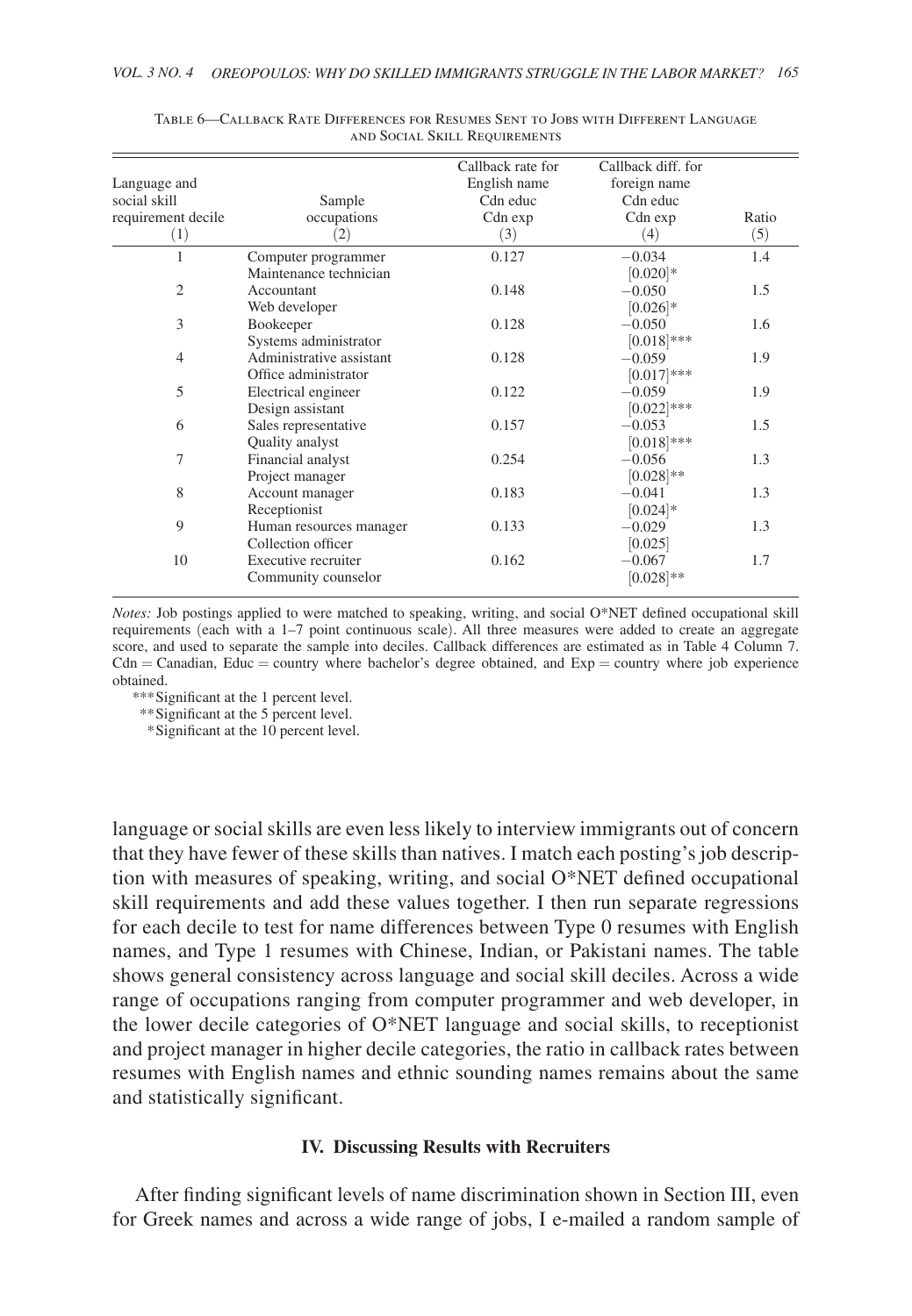Table 6—Callback Rate Differences for Resumes Sent to Jobs with Different Language and Social Skill Requirements

| Language and social skill requirement decile (1) | Sample occupations (2) | Callback rate for English name Cdn educ Cdn exp (3) | Callback diff. for foreign name Cdn educ Cdn exp (4) | Ratio (5) |
|---|---|---|---|---|
| 1 | Computer programmer<br>Maintenance technician | 0.127 | −0.034<br>[0.020]* | 1.4 |
| 2 | Accountant<br>Web developer | 0.148 | −0.050<br>[0.026]* | 1.5 |
| 3 | Bookeeper<br>Systems administrator | 0.128 | −0.050<br>[0.018]*** | 1.6 |
| 4 | Administrative assistant<br>Office administrator | 0.128 | −0.059<br>[0.017]*** | 1.9 |
| 5 | Electrical engineer<br>Design assistant | 0.122 | −0.059<br>[0.022]*** | 1.9 |
| 6 | Sales representative<br>Quality analyst | 0.157 | −0.053<br>[0.018]*** | 1.5 |
| 7 | Financial analyst<br>Project manager | 0.254 | −0.056<br>[0.028]** | 1.3 |
| 8 | Account manager<br>Receptionist | 0.183 | −0.041<br>[0.024]* | 1.3 |
| 9 | Human resources manager<br>Collection officer | 0.133 | −0.029<br>[0.025] | 1.3 |
| 10 | Executive recruiter<br>Community counselor | 0.162 | −0.067<br>[0.028]** | 1.7 |

*Notes:* Job postings applied to were matched to speaking, writing, and social O*NET defined occupational skill requirements (each with a 1–7 point continuous scale). All three measures were added to create an aggregate score, and used to separate the sample into deciles. Callback differences are estimated as in Table 4 Column 7. Cdn = Canadian, Educ = country where bachelor's degree obtained, and Exp = country where job experience obtained.

***Significant at the 1 percent level.
**Significant at the 5 percent level.
*Significant at the 10 percent level.

language or social skills are even less likely to interview immigrants out of concern that they have fewer of these skills than natives. I match each posting's job description with measures of speaking, writing, and social O*NET defined occupational skill requirements and add these values together. I then run separate regressions for each decile to test for name differences between Type 0 resumes with English names, and Type 1 resumes with Chinese, Indian, or Pakistani names. The table shows general consistency across language and social skill deciles. Across a wide range of occupations ranging from computer programmer and web developer, in the lower decile categories of O*NET language and social skills, to receptionist and project manager in higher decile categories, the ratio in callback rates between resumes with English names and ethnic sounding names remains about the same and statistically significant.

## IV. Discussing Results with Recruiters

After finding significant levels of name discrimination shown in Section III, even for Greek names and across a wide range of jobs, I e-mailed a random sample of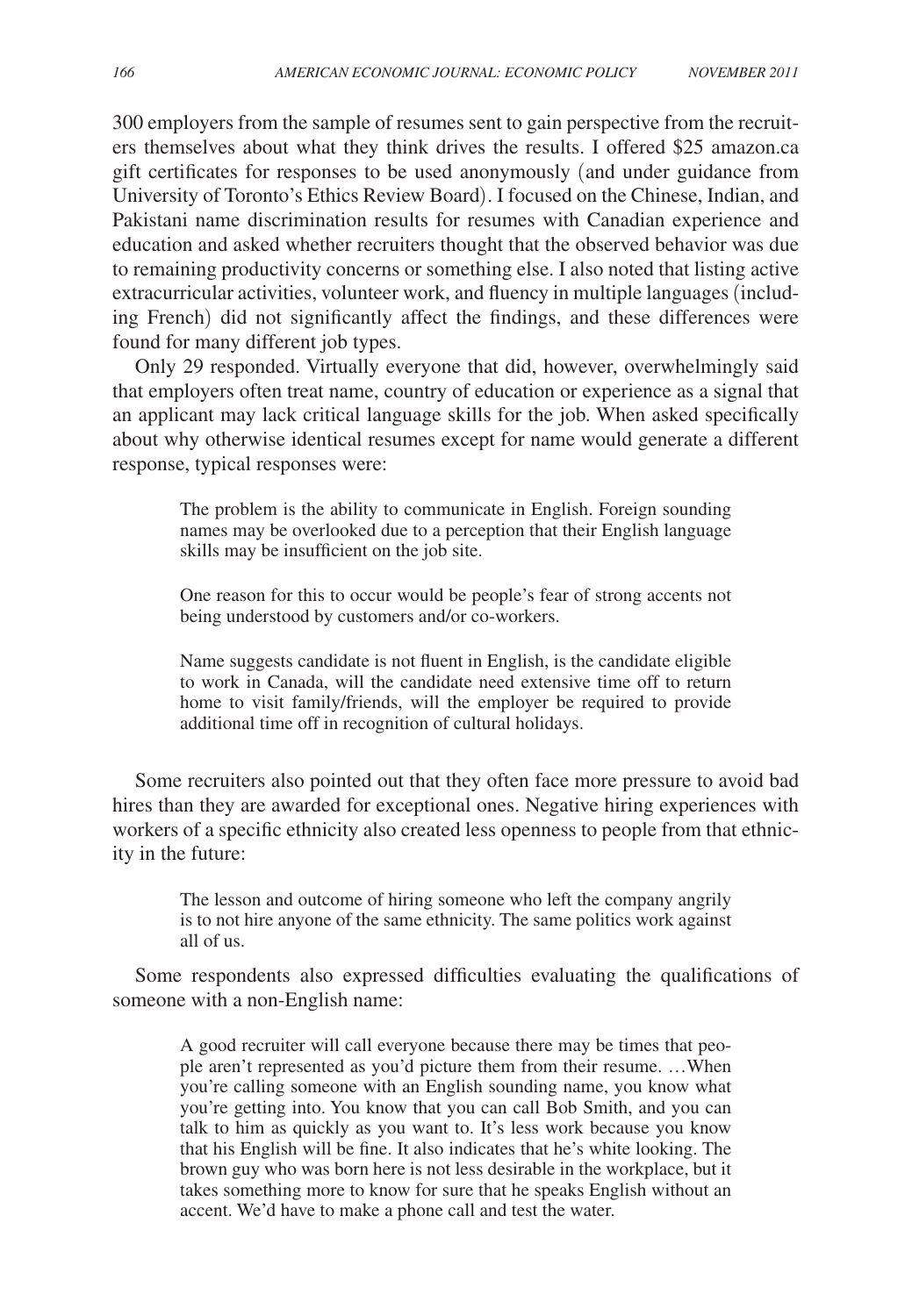300 employers from the sample of resumes sent to gain perspective from the recruiters themselves about what they think drives the results. I offered $25 amazon.ca gift certificates for responses to be used anonymously (and under guidance from University of Toronto's Ethics Review Board). I focused on the Chinese, Indian, and Pakistani name discrimination results for resumes with Canadian experience and education and asked whether recruiters thought that the observed behavior was due to remaining productivity concerns or something else. I also noted that listing active extracurricular activities, volunteer work, and fluency in multiple languages (including French) did not significantly affect the findings, and these differences were found for many different job types.

Only 29 responded. Virtually everyone that did, however, overwhelmingly said that employers often treat name, country of education or experience as a signal that an applicant may lack critical language skills for the job. When asked specifically about why otherwise identical resumes except for name would generate a different response, typical responses were:

> The problem is the ability to communicate in English. Foreign sounding names may be overlooked due to a perception that their English language skills may be insufficient on the job site.
>
> One reason for this to occur would be people's fear of strong accents not being understood by customers and/or co-workers.
>
> Name suggests candidate is not fluent in English, is the candidate eligible to work in Canada, will the candidate need extensive time off to return home to visit family/friends, will the employer be required to provide additional time off in recognition of cultural holidays.

Some recruiters also pointed out that they often face more pressure to avoid bad hires than they are awarded for exceptional ones. Negative hiring experiences with workers of a specific ethnicity also created less openness to people from that ethnicity in the future:

> The lesson and outcome of hiring someone who left the company angrily is to not hire anyone of the same ethnicity. The same politics work against all of us.

Some respondents also expressed difficulties evaluating the qualifications of someone with a non-English name:

> A good recruiter will call everyone because there may be times that people aren't represented as you'd picture them from their resume. …When you're calling someone with an English sounding name, you know what you're getting into. You know that you can call Bob Smith, and you can talk to him as quickly as you want to. It's less work because you know that his English will be fine. It also indicates that he's white looking. The brown guy who was born here is not less desirable in the workplace, but it takes something more to know for sure that he speaks English without an accent. We'd have to make a phone call and test the water.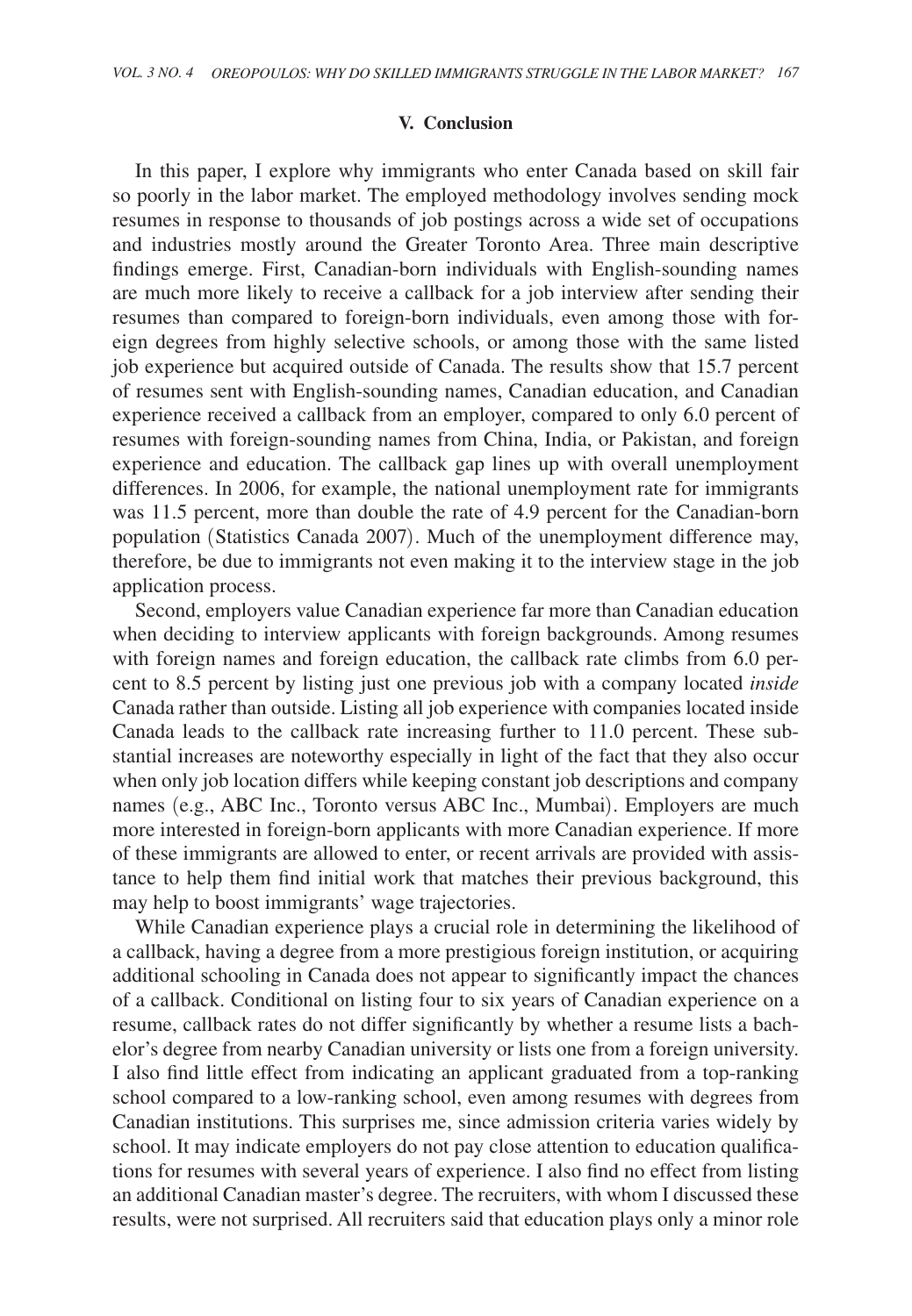### V. Conclusion

In this paper, I explore why immigrants who enter Canada based on skill fair so poorly in the labor market. The employed methodology involves sending mock resumes in response to thousands of job postings across a wide set of occupations and industries mostly around the Greater Toronto Area. Three main descriptive findings emerge. First, Canadian-born individuals with English-sounding names are much more likely to receive a callback for a job interview after sending their resumes than compared to foreign-born individuals, even among those with foreign degrees from highly selective schools, or among those with the same listed job experience but acquired outside of Canada. The results show that 15.7 percent of resumes sent with English-sounding names, Canadian education, and Canadian experience received a callback from an employer, compared to only 6.0 percent of resumes with foreign-sounding names from China, India, or Pakistan, and foreign experience and education. The callback gap lines up with overall unemployment differences. In 2006, for example, the national unemployment rate for immigrants was 11.5 percent, more than double the rate of 4.9 percent for the Canadian-born population (Statistics Canada 2007). Much of the unemployment difference may, therefore, be due to immigrants not even making it to the interview stage in the job application process.

Second, employers value Canadian experience far more than Canadian education when deciding to interview applicants with foreign backgrounds. Among resumes with foreign names and foreign education, the callback rate climbs from 6.0 percent to 8.5 percent by listing just one previous job with a company located *inside* Canada rather than outside. Listing all job experience with companies located inside Canada leads to the callback rate increasing further to 11.0 percent. These substantial increases are noteworthy especially in light of the fact that they also occur when only job location differs while keeping constant job descriptions and company names (e.g., ABC Inc., Toronto versus ABC Inc., Mumbai). Employers are much more interested in foreign-born applicants with more Canadian experience. If more of these immigrants are allowed to enter, or recent arrivals are provided with assistance to help them find initial work that matches their previous background, this may help to boost immigrants' wage trajectories.

While Canadian experience plays a crucial role in determining the likelihood of a callback, having a degree from a more prestigious foreign institution, or acquiring additional schooling in Canada does not appear to significantly impact the chances of a callback. Conditional on listing four to six years of Canadian experience on a resume, callback rates do not differ significantly by whether a resume lists a bachelor's degree from nearby Canadian university or lists one from a foreign university. I also find little effect from indicating an applicant graduated from a top-ranking school compared to a low-ranking school, even among resumes with degrees from Canadian institutions. This surprises me, since admission criteria varies widely by school. It may indicate employers do not pay close attention to education qualifications for resumes with several years of experience. I also find no effect from listing an additional Canadian master's degree. The recruiters, with whom I discussed these results, were not surprised. All recruiters said that education plays only a minor role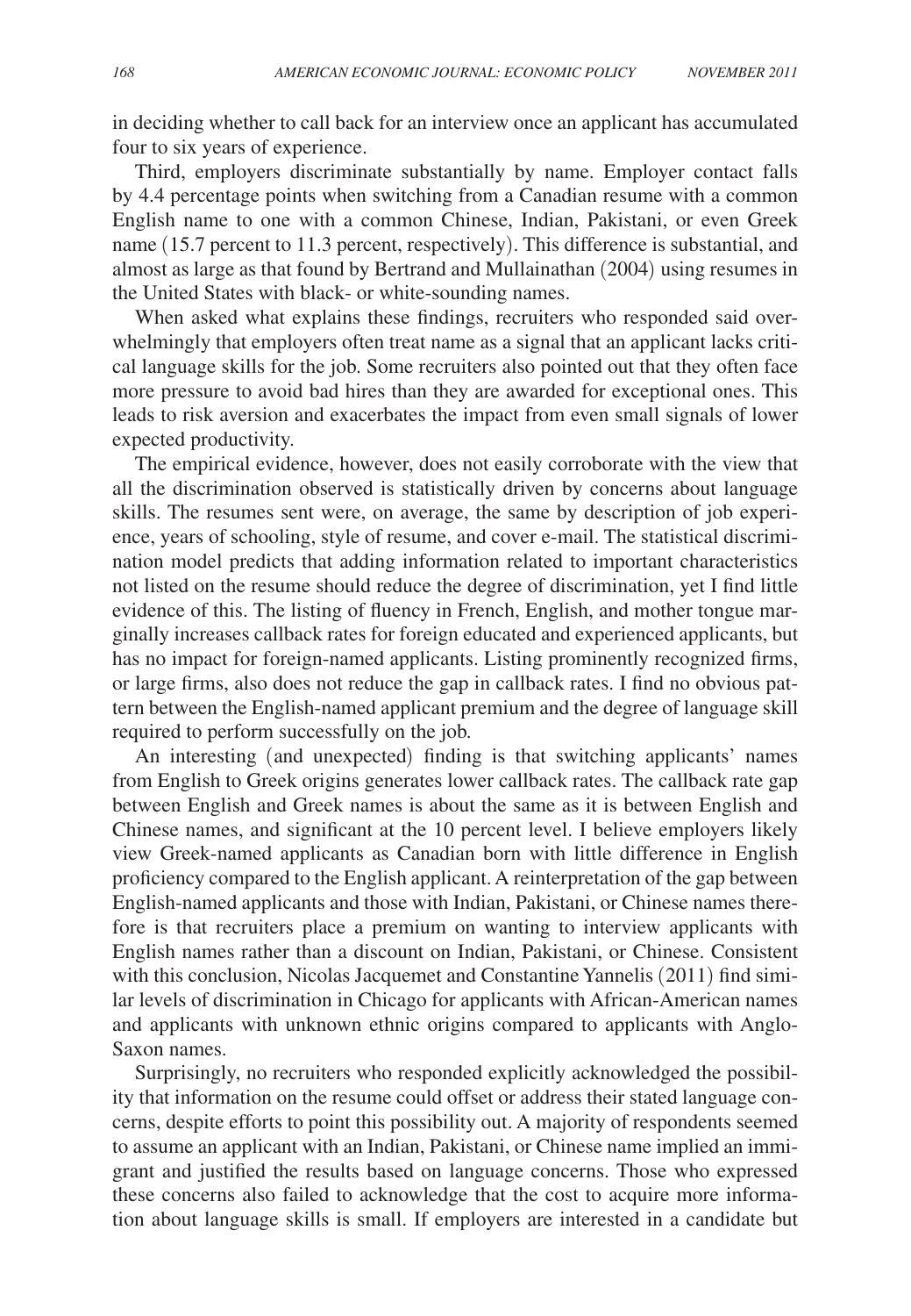in deciding whether to call back for an interview once an applicant has accumulated four to six years of experience.

Third, employers discriminate substantially by name. Employer contact falls by 4.4 percentage points when switching from a Canadian resume with a common English name to one with a common Chinese, Indian, Pakistani, or even Greek name (15.7 percent to 11.3 percent, respectively). This difference is substantial, and almost as large as that found by Bertrand and Mullainathan (2004) using resumes in the United States with black- or white-sounding names.

When asked what explains these findings, recruiters who responded said overwhelmingly that employers often treat name as a signal that an applicant lacks critical language skills for the job. Some recruiters also pointed out that they often face more pressure to avoid bad hires than they are awarded for exceptional ones. This leads to risk aversion and exacerbates the impact from even small signals of lower expected productivity.

The empirical evidence, however, does not easily corroborate with the view that all the discrimination observed is statistically driven by concerns about language skills. The resumes sent were, on average, the same by description of job experience, years of schooling, style of resume, and cover e-mail. The statistical discrimination model predicts that adding information related to important characteristics not listed on the resume should reduce the degree of discrimination, yet I find little evidence of this. The listing of fluency in French, English, and mother tongue marginally increases callback rates for foreign educated and experienced applicants, but has no impact for foreign-named applicants. Listing prominently recognized firms, or large firms, also does not reduce the gap in callback rates. I find no obvious pattern between the English-named applicant premium and the degree of language skill required to perform successfully on the job.

An interesting (and unexpected) finding is that switching applicants' names from English to Greek origins generates lower callback rates. The callback rate gap between English and Greek names is about the same as it is between English and Chinese names, and significant at the 10 percent level. I believe employers likely view Greek-named applicants as Canadian born with little difference in English proficiency compared to the English applicant. A reinterpretation of the gap between English-named applicants and those with Indian, Pakistani, or Chinese names therefore is that recruiters place a premium on wanting to interview applicants with English names rather than a discount on Indian, Pakistani, or Chinese. Consistent with this conclusion, Nicolas Jacquemet and Constantine Yannelis (2011) find similar levels of discrimination in Chicago for applicants with African-American names and applicants with unknown ethnic origins compared to applicants with Anglo-Saxon names.

Surprisingly, no recruiters who responded explicitly acknowledged the possibility that information on the resume could offset or address their stated language concerns, despite efforts to point this possibility out. A majority of respondents seemed to assume an applicant with an Indian, Pakistani, or Chinese name implied an immigrant and justified the results based on language concerns. Those who expressed these concerns also failed to acknowledge that the cost to acquire more information about language skills is small. If employers are interested in a candidate but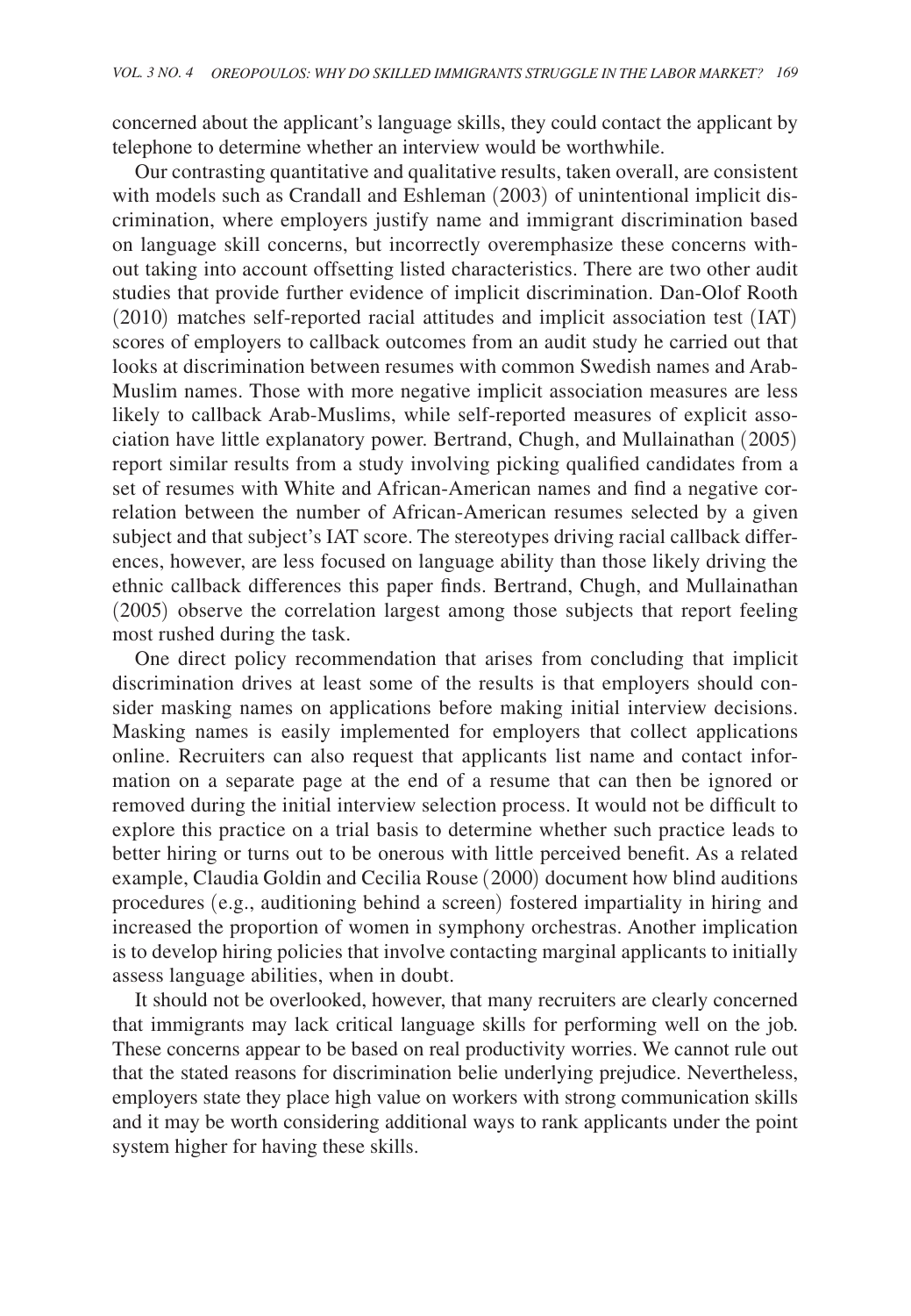concerned about the applicant's language skills, they could contact the applicant by telephone to determine whether an interview would be worthwhile.

Our contrasting quantitative and qualitative results, taken overall, are consistent with models such as Crandall and Eshleman (2003) of unintentional implicit discrimination, where employers justify name and immigrant discrimination based on language skill concerns, but incorrectly overemphasize these concerns without taking into account offsetting listed characteristics. There are two other audit studies that provide further evidence of implicit discrimination. Dan-Olof Rooth (2010) matches self-reported racial attitudes and implicit association test (IAT) scores of employers to callback outcomes from an audit study he carried out that looks at discrimination between resumes with common Swedish names and Arab-Muslim names. Those with more negative implicit association measures are less likely to callback Arab-Muslims, while self-reported measures of explicit association have little explanatory power. Bertrand, Chugh, and Mullainathan (2005) report similar results from a study involving picking qualified candidates from a set of resumes with White and African-American names and find a negative correlation between the number of African-American resumes selected by a given subject and that subject's IAT score. The stereotypes driving racial callback differences, however, are less focused on language ability than those likely driving the ethnic callback differences this paper finds. Bertrand, Chugh, and Mullainathan (2005) observe the correlation largest among those subjects that report feeling most rushed during the task.

One direct policy recommendation that arises from concluding that implicit discrimination drives at least some of the results is that employers should consider masking names on applications before making initial interview decisions. Masking names is easily implemented for employers that collect applications online. Recruiters can also request that applicants list name and contact information on a separate page at the end of a resume that can then be ignored or removed during the initial interview selection process. It would not be difficult to explore this practice on a trial basis to determine whether such practice leads to better hiring or turns out to be onerous with little perceived benefit. As a related example, Claudia Goldin and Cecilia Rouse (2000) document how blind auditions procedures (e.g., auditioning behind a screen) fostered impartiality in hiring and increased the proportion of women in symphony orchestras. Another implication is to develop hiring policies that involve contacting marginal applicants to initially assess language abilities, when in doubt.

It should not be overlooked, however, that many recruiters are clearly concerned that immigrants may lack critical language skills for performing well on the job. These concerns appear to be based on real productivity worries. We cannot rule out that the stated reasons for discrimination belie underlying prejudice. Nevertheless, employers state they place high value on workers with strong communication skills and it may be worth considering additional ways to rank applicants under the point system higher for having these skills.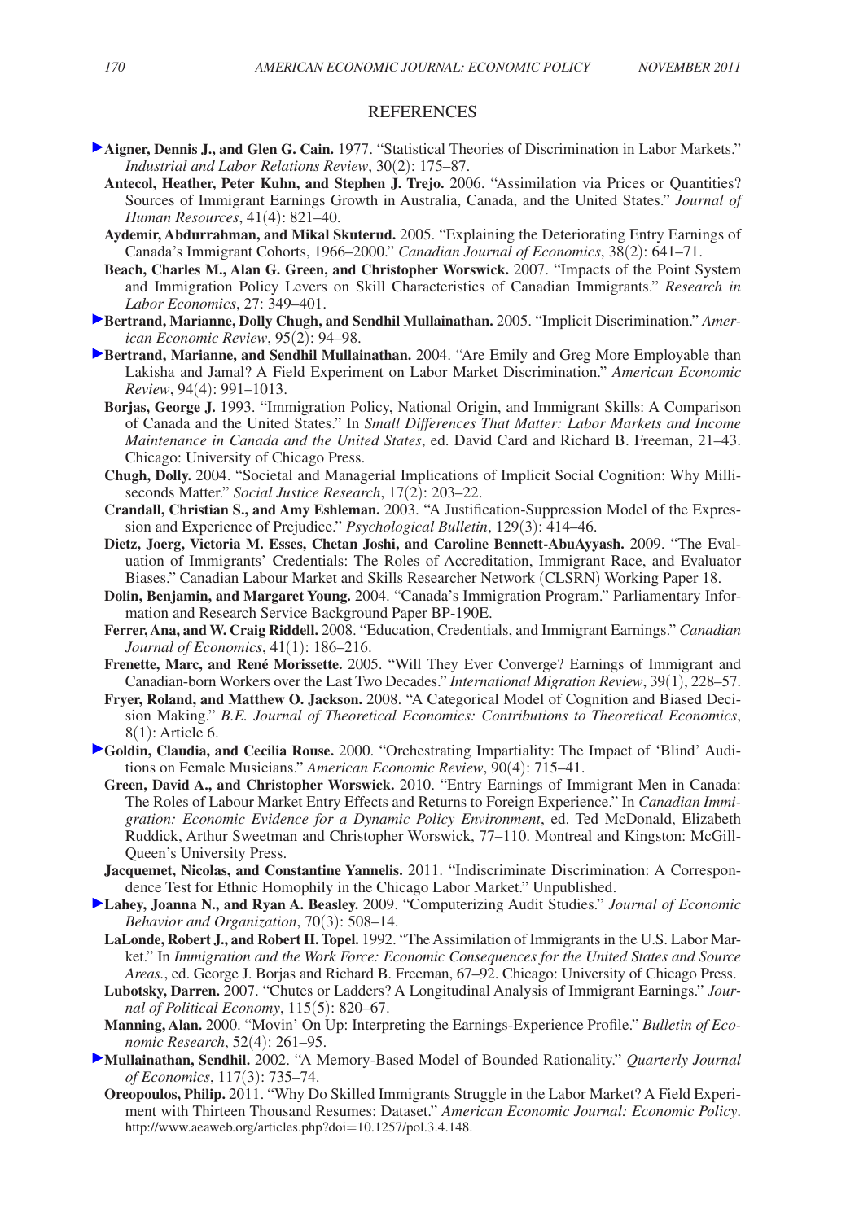## REFERENCES

**Aigner, Dennis J., and Glen G. Cain.** 1977. "Statistical Theories of Discrimination in Labor Markets." *Industrial and Labor Relations Review*, 30(2): 175–87.

**Antecol, Heather, Peter Kuhn, and Stephen J. Trejo.** 2006. "Assimilation via Prices or Quantities? Sources of Immigrant Earnings Growth in Australia, Canada, and the United States." *Journal of Human Resources*, 41(4): 821–40.

**Aydemir, Abdurrahman, and Mikal Skuterud.** 2005. "Explaining the Deteriorating Entry Earnings of Canada's Immigrant Cohorts, 1966–2000." *Canadian Journal of Economics*, 38(2): 641–71.

**Beach, Charles M., Alan G. Green, and Christopher Worswick.** 2007. "Impacts of the Point System and Immigration Policy Levers on Skill Characteristics of Canadian Immigrants." *Research in Labor Economics*, 27: 349–401.

**Bertrand, Marianne, Dolly Chugh, and Sendhil Mullainathan.** 2005. "Implicit Discrimination." *American Economic Review*, 95(2): 94–98.

**Bertrand, Marianne, and Sendhil Mullainathan.** 2004. "Are Emily and Greg More Employable than Lakisha and Jamal? A Field Experiment on Labor Market Discrimination." *American Economic Review*, 94(4): 991–1013.

**Borjas, George J.** 1993. "Immigration Policy, National Origin, and Immigrant Skills: A Comparison of Canada and the United States." In *Small Differences That Matter: Labor Markets and Income Maintenance in Canada and the United States*, ed. David Card and Richard B. Freeman, 21–43. Chicago: University of Chicago Press.

**Chugh, Dolly.** 2004. "Societal and Managerial Implications of Implicit Social Cognition: Why Milliseconds Matter." *Social Justice Research*, 17(2): 203–22.

**Crandall, Christian S., and Amy Eshleman.** 2003. "A Justification-Suppression Model of the Expression and Experience of Prejudice." *Psychological Bulletin*, 129(3): 414–46.

**Dietz, Joerg, Victoria M. Esses, Chetan Joshi, and Caroline Bennett-AbuAyyash.** 2009. "The Evaluation of Immigrants' Credentials: The Roles of Accreditation, Immigrant Race, and Evaluator Biases." Canadian Labour Market and Skills Researcher Network (CLSRN) Working Paper 18.

**Dolin, Benjamin, and Margaret Young.** 2004. "Canada's Immigration Program." Parliamentary Information and Research Service Background Paper BP-190E.

**Ferrer, Ana, and W. Craig Riddell.** 2008. "Education, Credentials, and Immigrant Earnings." *Canadian Journal of Economics*, 41(1): 186–216.

**Frenette, Marc, and René Morissette.** 2005. "Will They Ever Converge? Earnings of Immigrant and Canadian-born Workers over the Last Two Decades." *International Migration Review*, 39(1), 228–57.

**Fryer, Roland, and Matthew O. Jackson.** 2008. "A Categorical Model of Cognition and Biased Decision Making." *B.E. Journal of Theoretical Economics: Contributions to Theoretical Economics*, 8(1): Article 6.

**Goldin, Claudia, and Cecilia Rouse.** 2000. "Orchestrating Impartiality: The Impact of 'Blind' Auditions on Female Musicians." *American Economic Review*, 90(4): 715–41.

**Green, David A., and Christopher Worswick.** 2010. "Entry Earnings of Immigrant Men in Canada: The Roles of Labour Market Entry Effects and Returns to Foreign Experience." In *Canadian Immigration: Economic Evidence for a Dynamic Policy Environment*, ed. Ted McDonald, Elizabeth Ruddick, Arthur Sweetman and Christopher Worswick, 77–110. Montreal and Kingston: McGill-Queen's University Press.

**Jacquemet, Nicolas, and Constantine Yannelis.** 2011. "Indiscriminate Discrimination: A Correspondence Test for Ethnic Homophily in the Chicago Labor Market." Unpublished.

**Lahey, Joanna N., and Ryan A. Beasley.** 2009. "Computerizing Audit Studies." *Journal of Economic Behavior and Organization*, 70(3): 508–14.

**LaLonde, Robert J., and Robert H. Topel.** 1992. "The Assimilation of Immigrants in the U.S. Labor Market." In *Immigration and the Work Force: Economic Consequences for the United States and Source Areas.*, ed. George J. Borjas and Richard B. Freeman, 67–92. Chicago: University of Chicago Press.

**Lubotsky, Darren.** 2007. "Chutes or Ladders? A Longitudinal Analysis of Immigrant Earnings." *Journal of Political Economy*, 115(5): 820–67.

**Manning, Alan.** 2000. "Movin' On Up: Interpreting the Earnings-Experience Profile." *Bulletin of Economic Research*, 52(4): 261–95.

**Mullainathan, Sendhil.** 2002. "A Memory-Based Model of Bounded Rationality." *Quarterly Journal of Economics*, 117(3): 735–74.

**Oreopoulos, Philip.** 2011. "Why Do Skilled Immigrants Struggle in the Labor Market? A Field Experiment with Thirteen Thousand Resumes: Dataset." *American Economic Journal: Economic Policy*. http://www.aeaweb.org/articles.php?doi=10.1257/pol.3.4.148.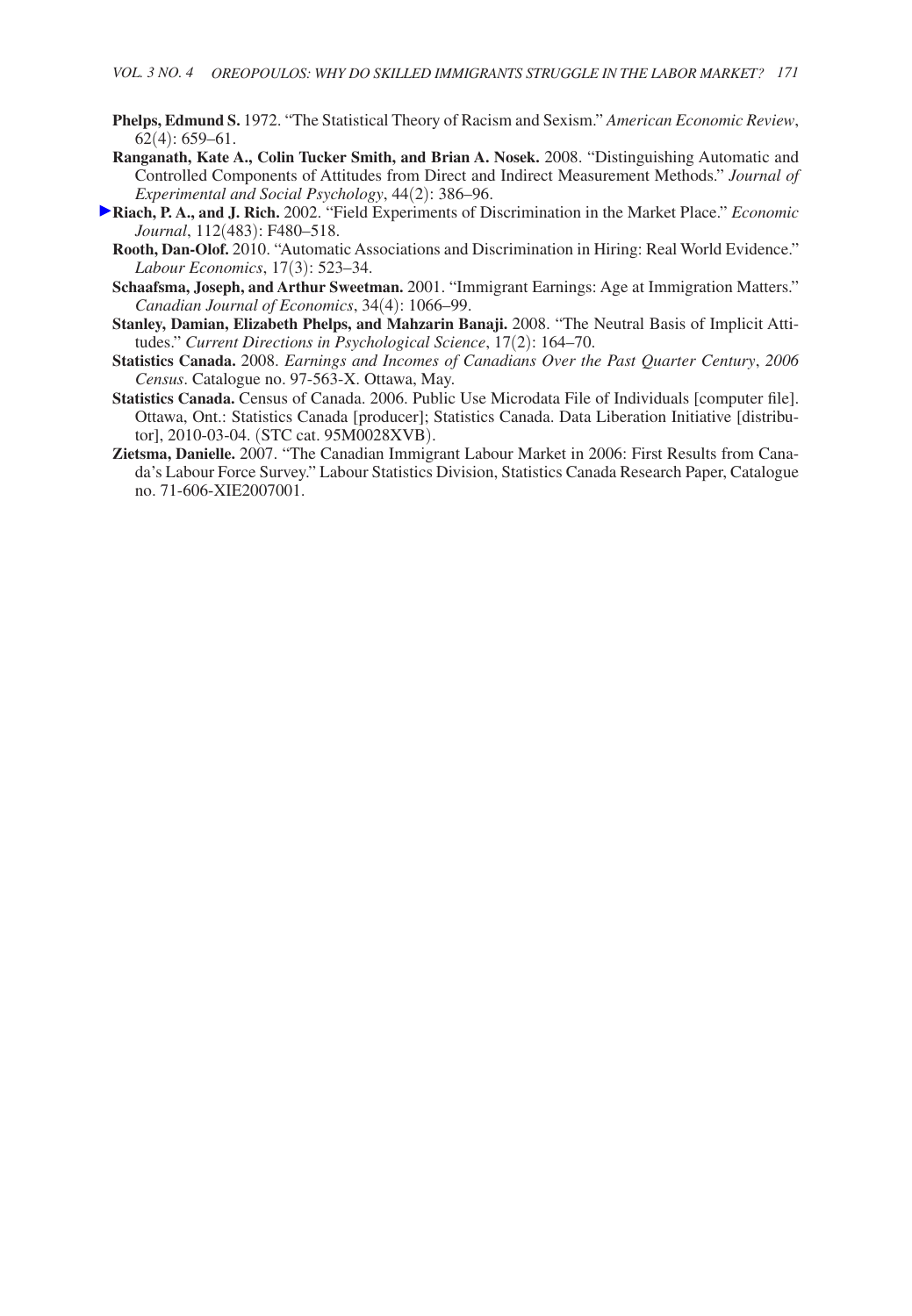**Phelps, Edmund S.** 1972. "The Statistical Theory of Racism and Sexism." *American Economic Review*, 62(4): 659–61.

**Ranganath, Kate A., Colin Tucker Smith, and Brian A. Nosek.** 2008. "Distinguishing Automatic and Controlled Components of Attitudes from Direct and Indirect Measurement Methods." *Journal of Experimental and Social Psychology*, 44(2): 386–96.

**Riach, P. A., and J. Rich.** 2002. "Field Experiments of Discrimination in the Market Place." *Economic Journal*, 112(483): F480–518.

**Rooth, Dan-Olof.** 2010. "Automatic Associations and Discrimination in Hiring: Real World Evidence." *Labour Economics*, 17(3): 523–34.

**Schaafsma, Joseph, and Arthur Sweetman.** 2001. "Immigrant Earnings: Age at Immigration Matters." *Canadian Journal of Economics*, 34(4): 1066–99.

**Stanley, Damian, Elizabeth Phelps, and Mahzarin Banaji.** 2008. "The Neutral Basis of Implicit Attitudes." *Current Directions in Psychological Science*, 17(2): 164–70.

**Statistics Canada.** 2008. *Earnings and Incomes of Canadians Over the Past Quarter Century*, *2006 Census*. Catalogue no. 97-563-X. Ottawa, May.

**Statistics Canada.** Census of Canada. 2006. Public Use Microdata File of Individuals [computer file]. Ottawa, Ont.: Statistics Canada [producer]; Statistics Canada. Data Liberation Initiative [distributor], 2010-03-04. (STC cat. 95M0028XVB).

**Zietsma, Danielle.** 2007. "The Canadian Immigrant Labour Market in 2006: First Results from Canada's Labour Force Survey." Labour Statistics Division, Statistics Canada Research Paper, Catalogue no. 71-606-XIE2007001.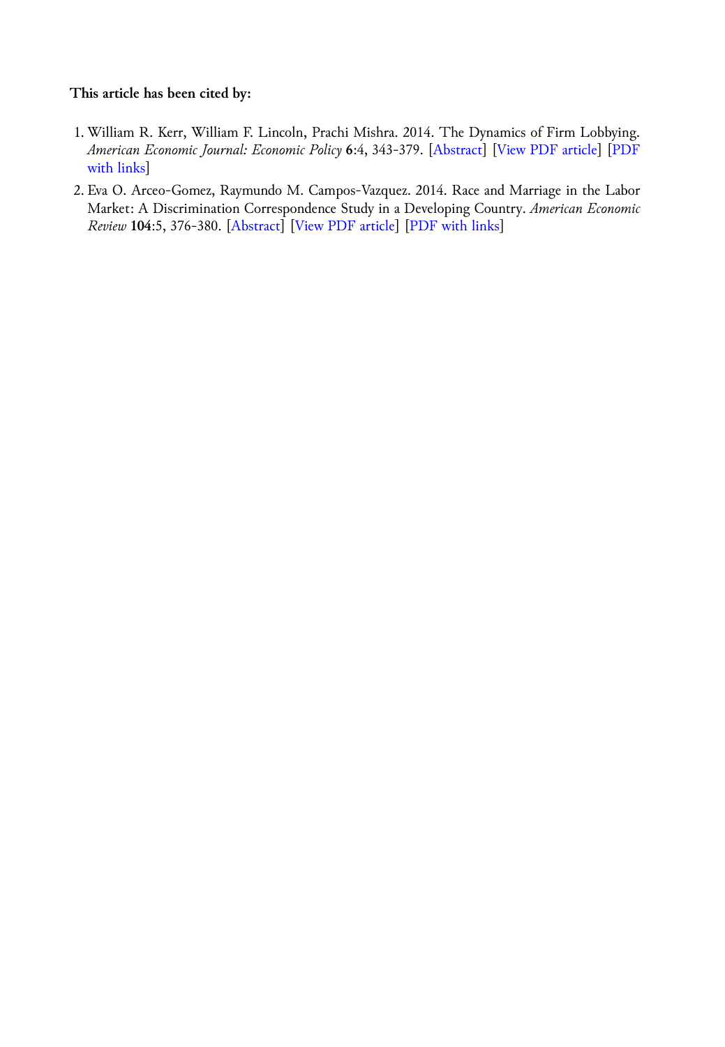**This article has been cited by:**

1. William R. Kerr, William F. Lincoln, Prachi Mishra. 2014. The Dynamics of Firm Lobbying. *American Economic Journal: Economic Policy* **6**:4, 343-379. [Abstract] [View PDF article] [PDF with links]
2. Eva O. Arceo-Gomez, Raymundo M. Campos-Vazquez. 2014. Race and Marriage in the Labor Market: A Discrimination Correspondence Study in a Developing Country. *American Economic Review* **104**:5, 376-380. [Abstract] [View PDF article] [PDF with links]